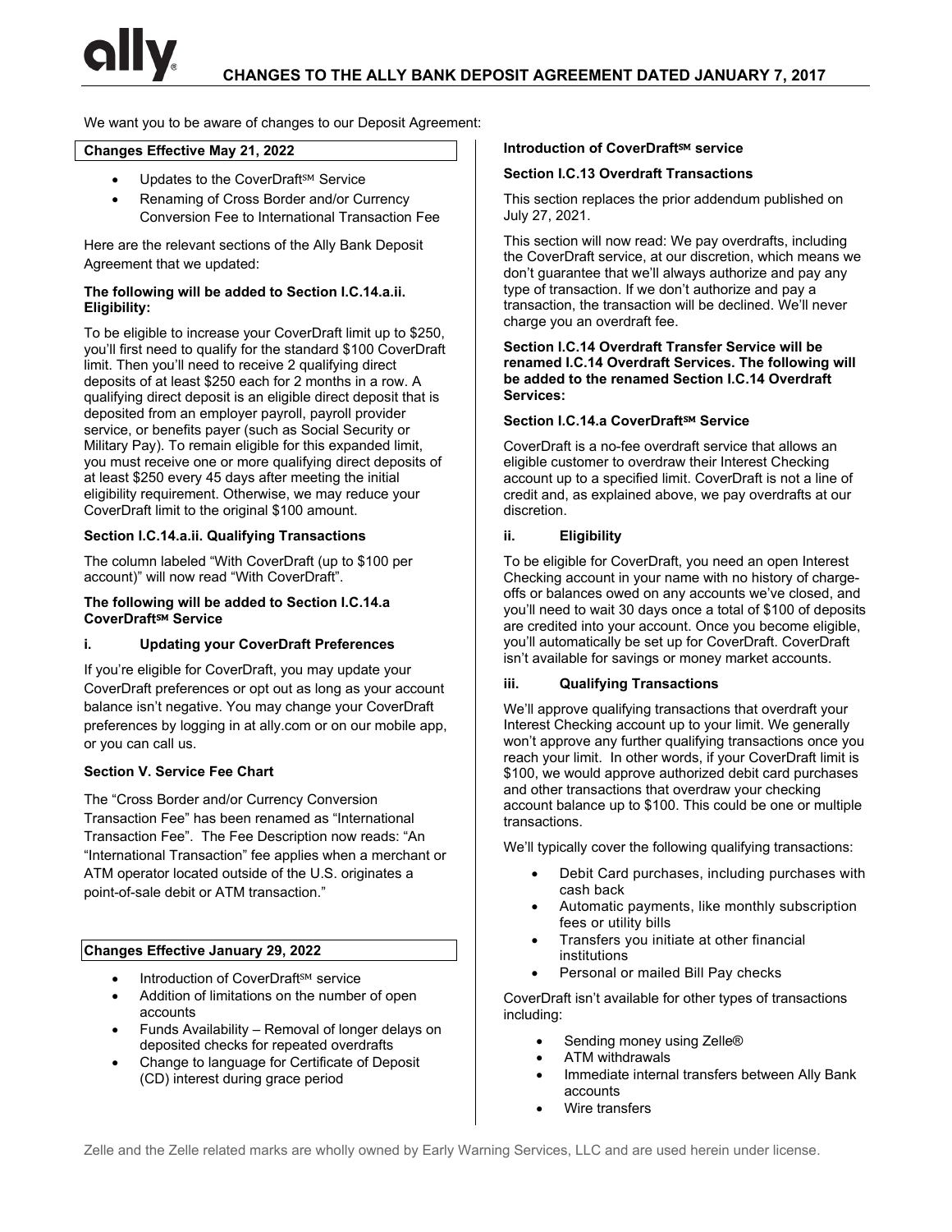# CHANGES TO THE ALLY BANK DEPOSIT AGREEMENT DATED JANUARY 7, 2017

We want you to be aware of changes to our Deposit Agreement:

**Changes Effective May 21, 2022**

- Updates to the CoverDraft℠ Service
- Renaming of Cross Border and/or Currency Conversion Fee to International Transaction Fee

Here are the relevant sections of the Ally Bank Deposit Agreement that we updated:

**The following will be added to Section I.C.14.a.ii. Eligibility:**

To be eligible to increase your CoverDraft limit up to $250, you'll first need to qualify for the standard $100 CoverDraft limit. Then you'll need to receive 2 qualifying direct deposits of at least $250 each for 2 months in a row. A qualifying direct deposit is an eligible direct deposit that is deposited from an employer payroll, payroll provider service, or benefits payer (such as Social Security or Military Pay). To remain eligible for this expanded limit, you must receive one or more qualifying direct deposits of at least $250 every 45 days after meeting the initial eligibility requirement. Otherwise, we may reduce your CoverDraft limit to the original $100 amount.

**Section I.C.14.a.ii. Qualifying Transactions**

The column labeled "With CoverDraft (up to $100 per account)" will now read "With CoverDraft".

**The following will be added to Section I.C.14.a CoverDraft℠ Service**

**i. Updating your CoverDraft Preferences**

If you're eligible for CoverDraft, you may update your CoverDraft preferences or opt out as long as your account balance isn't negative. You may change your CoverDraft preferences by logging in at ally.com or on our mobile app, or you can call us.

**Section V. Service Fee Chart**

The "Cross Border and/or Currency Conversion Transaction Fee" has been renamed as "International Transaction Fee". The Fee Description now reads: "An "International Transaction" fee applies when a merchant or ATM operator located outside of the U.S. originates a point-of-sale debit or ATM transaction."

**Changes Effective January 29, 2022**

- Introduction of CoverDraft℠ service
- Addition of limitations on the number of open accounts
- Funds Availability – Removal of longer delays on deposited checks for repeated overdrafts
- Change to language for Certificate of Deposit (CD) interest during grace period

**Introduction of CoverDraft℠ service**

**Section I.C.13 Overdraft Transactions**

This section replaces the prior addendum published on July 27, 2021.

This section will now read: We pay overdrafts, including the CoverDraft service, at our discretion, which means we don't guarantee that we'll always authorize and pay any type of transaction. If we don't authorize and pay a transaction, the transaction will be declined. We'll never charge you an overdraft fee.

**Section I.C.14 Overdraft Transfer Service will be renamed I.C.14 Overdraft Services. The following will be added to the renamed Section I.C.14 Overdraft Services:**

**Section I.C.14.a CoverDraft℠ Service**

CoverDraft is a no-fee overdraft service that allows an eligible customer to overdraw their Interest Checking account up to a specified limit. CoverDraft is not a line of credit and, as explained above, we pay overdrafts at our discretion.

**ii. Eligibility**

To be eligible for CoverDraft, you need an open Interest Checking account in your name with no history of charge-offs or balances owed on any accounts we've closed, and you'll need to wait 30 days once a total of $100 of deposits are credited into your account. Once you become eligible, you'll automatically be set up for CoverDraft. CoverDraft isn't available for savings or money market accounts.

**iii. Qualifying Transactions**

We'll approve qualifying transactions that overdraft your Interest Checking account up to your limit. We generally won't approve any further qualifying transactions once you reach your limit. In other words, if your CoverDraft limit is $100, we would approve authorized debit card purchases and other transactions that overdraw your checking account balance up to $100. This could be one or multiple transactions.

We'll typically cover the following qualifying transactions:

- Debit Card purchases, including purchases with cash back
- Automatic payments, like monthly subscription fees or utility bills
- Transfers you initiate at other financial institutions
- Personal or mailed Bill Pay checks

CoverDraft isn't available for other types of transactions including:

- Sending money using Zelle®
- ATM withdrawals
- Immediate internal transfers between Ally Bank accounts
- Wire transfers

Zelle and the Zelle related marks are wholly owned by Early Warning Services, LLC and are used herein under license.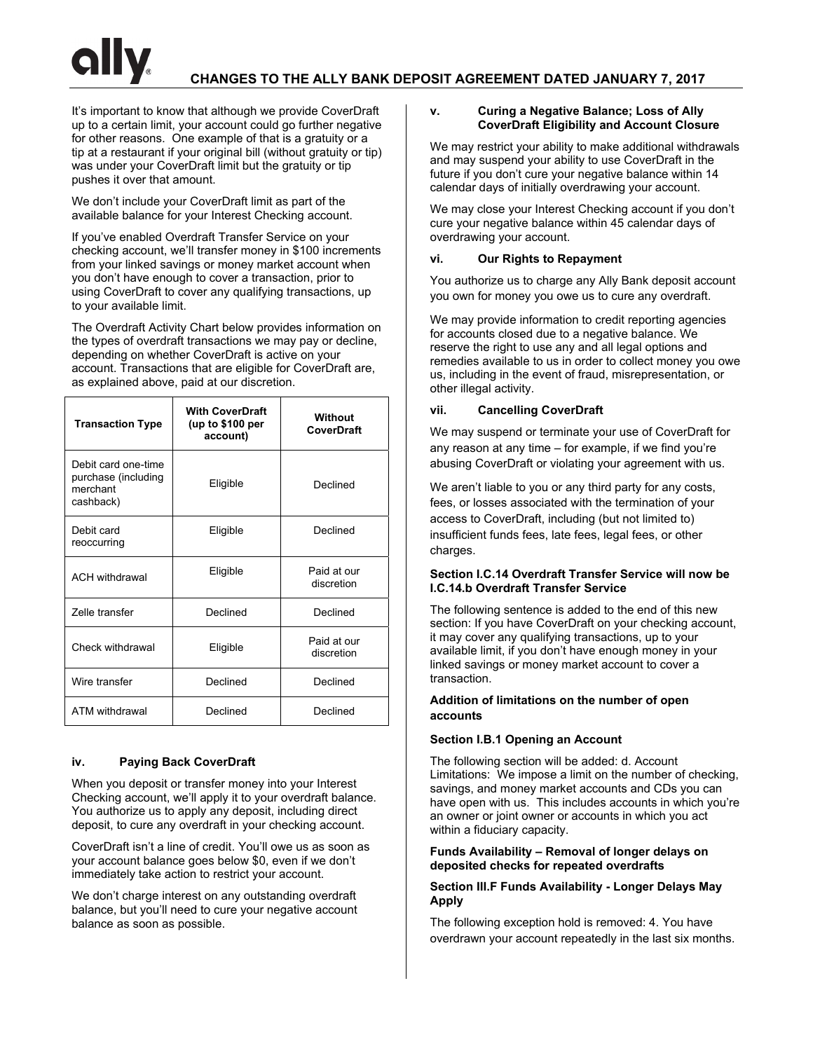It's important to know that although we provide CoverDraft up to a certain limit, your account could go further negative for other reasons. One example of that is a gratuity or a tip at a restaurant if your original bill (without gratuity or tip) was under your CoverDraft limit but the gratuity or tip pushes it over that amount.

We don't include your CoverDraft limit as part of the available balance for your Interest Checking account.

If you've enabled Overdraft Transfer Service on your checking account, we'll transfer money in $100 increments from your linked savings or money market account when you don't have enough to cover a transaction, prior to using CoverDraft to cover any qualifying transactions, up to your available limit.

The Overdraft Activity Chart below provides information on the types of overdraft transactions we may pay or decline, depending on whether CoverDraft is active on your account. Transactions that are eligible for CoverDraft are, as explained above, paid at our discretion.

| Transaction Type | With CoverDraft (up to $100 per account) | Without CoverDraft |
|---|---|---|
| Debit card one-time purchase (including merchant cashback) | Eligible | Declined |
| Debit card reoccurring | Eligible | Declined |
| ACH withdrawal | Eligible | Paid at our discretion |
| Zelle transfer | Declined | Declined |
| Check withdrawal | Eligible | Paid at our discretion |
| Wire transfer | Declined | Declined |
| ATM withdrawal | Declined | Declined |

#### iv. Paying Back CoverDraft

When you deposit or transfer money into your Interest Checking account, we'll apply it to your overdraft balance. You authorize us to apply any deposit, including direct deposit, to cure any overdraft in your checking account.

CoverDraft isn't a line of credit. You'll owe us as soon as your account balance goes below $0, even if we don't immediately take action to restrict your account.

We don't charge interest on any outstanding overdraft balance, but you'll need to cure your negative account balance as soon as possible.

#### v. Curing a Negative Balance; Loss of Ally CoverDraft Eligibility and Account Closure

We may restrict your ability to make additional withdrawals and may suspend your ability to use CoverDraft in the future if you don't cure your negative balance within 14 calendar days of initially overdrawing your account.

We may close your Interest Checking account if you don't cure your negative balance within 45 calendar days of overdrawing your account.

#### vi. Our Rights to Repayment

You authorize us to charge any Ally Bank deposit account you own for money you owe us to cure any overdraft.

We may provide information to credit reporting agencies for accounts closed due to a negative balance. We reserve the right to use any and all legal options and remedies available to us in order to collect money you owe us, including in the event of fraud, misrepresentation, or other illegal activity.

#### vii. Cancelling CoverDraft

We may suspend or terminate your use of CoverDraft for any reason at any time – for example, if we find you're abusing CoverDraft or violating your agreement with us.

We aren't liable to you or any third party for any costs, fees, or losses associated with the termination of your access to CoverDraft, including (but not limited to) insufficient funds fees, late fees, legal fees, or other charges.

**Section I.C.14 Overdraft Transfer Service will now be I.C.14.b Overdraft Transfer Service**

The following sentence is added to the end of this new section: If you have CoverDraft on your checking account, it may cover any qualifying transactions, up to your available limit, if you don't have enough money in your linked savings or money market account to cover a transaction.

**Addition of limitations on the number of open accounts**

**Section I.B.1 Opening an Account**

The following section will be added: d. Account Limitations: We impose a limit on the number of checking, savings, and money market accounts and CDs you can have open with us. This includes accounts in which you're an owner or joint owner or accounts in which you act within a fiduciary capacity.

**Funds Availability – Removal of longer delays on deposited checks for repeated overdrafts**

**Section III.F Funds Availability - Longer Delays May Apply**

The following exception hold is removed: 4. You have overdrawn your account repeatedly in the last six months.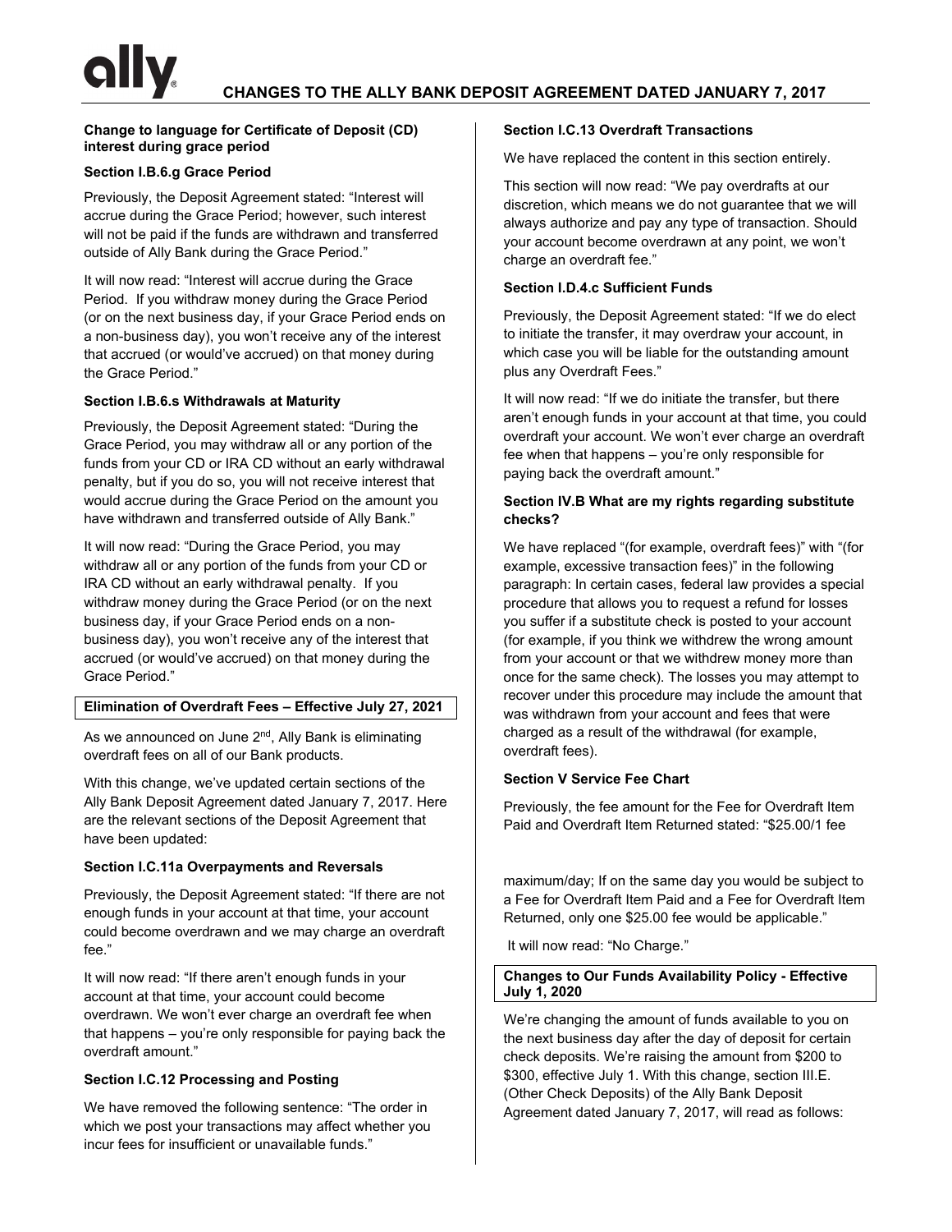# CHANGES TO THE ALLY BANK DEPOSIT AGREEMENT DATED JANUARY 7, 2017

**Change to language for Certificate of Deposit (CD) interest during grace period**

**Section I.B.6.g Grace Period**

Previously, the Deposit Agreement stated: "Interest will accrue during the Grace Period; however, such interest will not be paid if the funds are withdrawn and transferred outside of Ally Bank during the Grace Period."

It will now read: "Interest will accrue during the Grace Period. If you withdraw money during the Grace Period (or on the next business day, if your Grace Period ends on a non-business day), you won't receive any of the interest that accrued (or would've accrued) on that money during the Grace Period."

**Section I.B.6.s Withdrawals at Maturity**

Previously, the Deposit Agreement stated: "During the Grace Period, you may withdraw all or any portion of the funds from your CD or IRA CD without an early withdrawal penalty, but if you do so, you will not receive interest that would accrue during the Grace Period on the amount you have withdrawn and transferred outside of Ally Bank."

It will now read: "During the Grace Period, you may withdraw all or any portion of the funds from your CD or IRA CD without an early withdrawal penalty. If you withdraw money during the Grace Period (or on the next business day, if your Grace Period ends on a non-business day), you won't receive any of the interest that accrued (or would've accrued) on that money during the Grace Period."

**Elimination of Overdraft Fees – Effective July 27, 2021**

As we announced on June 2nd, Ally Bank is eliminating overdraft fees on all of our Bank products.

With this change, we've updated certain sections of the Ally Bank Deposit Agreement dated January 7, 2017. Here are the relevant sections of the Deposit Agreement that have been updated:

**Section I.C.11a Overpayments and Reversals**

Previously, the Deposit Agreement stated: "If there are not enough funds in your account at that time, your account could become overdrawn and we may charge an overdraft fee."

It will now read: "If there aren't enough funds in your account at that time, your account could become overdrawn. We won't ever charge an overdraft fee when that happens – you're only responsible for paying back the overdraft amount."

**Section I.C.12 Processing and Posting**

We have removed the following sentence: "The order in which we post your transactions may affect whether you incur fees for insufficient or unavailable funds."

**Section I.C.13 Overdraft Transactions**

We have replaced the content in this section entirely.

This section will now read: "We pay overdrafts at our discretion, which means we do not guarantee that we will always authorize and pay any type of transaction. Should your account become overdrawn at any point, we won't charge an overdraft fee."

**Section I.D.4.c Sufficient Funds**

Previously, the Deposit Agreement stated: "If we do elect to initiate the transfer, it may overdraw your account, in which case you will be liable for the outstanding amount plus any Overdraft Fees."

It will now read: "If we do initiate the transfer, but there aren't enough funds in your account at that time, you could overdraft your account. We won't ever charge an overdraft fee when that happens – you're only responsible for paying back the overdraft amount."

**Section IV.B What are my rights regarding substitute checks?**

We have replaced "(for example, overdraft fees)" with "(for example, excessive transaction fees)" in the following paragraph: In certain cases, federal law provides a special procedure that allows you to request a refund for losses you suffer if a substitute check is posted to your account (for example, if you think we withdrew the wrong amount from your account or that we withdrew money more than once for the same check). The losses you may attempt to recover under this procedure may include the amount that was withdrawn from your account and fees that were charged as a result of the withdrawal (for example, overdraft fees).

**Section V Service Fee Chart**

Previously, the fee amount for the Fee for Overdraft Item Paid and Overdraft Item Returned stated: "$25.00/1 fee maximum/day; If on the same day you would be subject to a Fee for Overdraft Item Paid and a Fee for Overdraft Item Returned, only one $25.00 fee would be applicable."

It will now read: "No Charge."

**Changes to Our Funds Availability Policy - Effective July 1, 2020**

We're changing the amount of funds available to you on the next business day after the day of deposit for certain check deposits. We're raising the amount from $200 to $300, effective July 1. With this change, section III.E. (Other Check Deposits) of the Ally Bank Deposit Agreement dated January 7, 2017, will read as follows: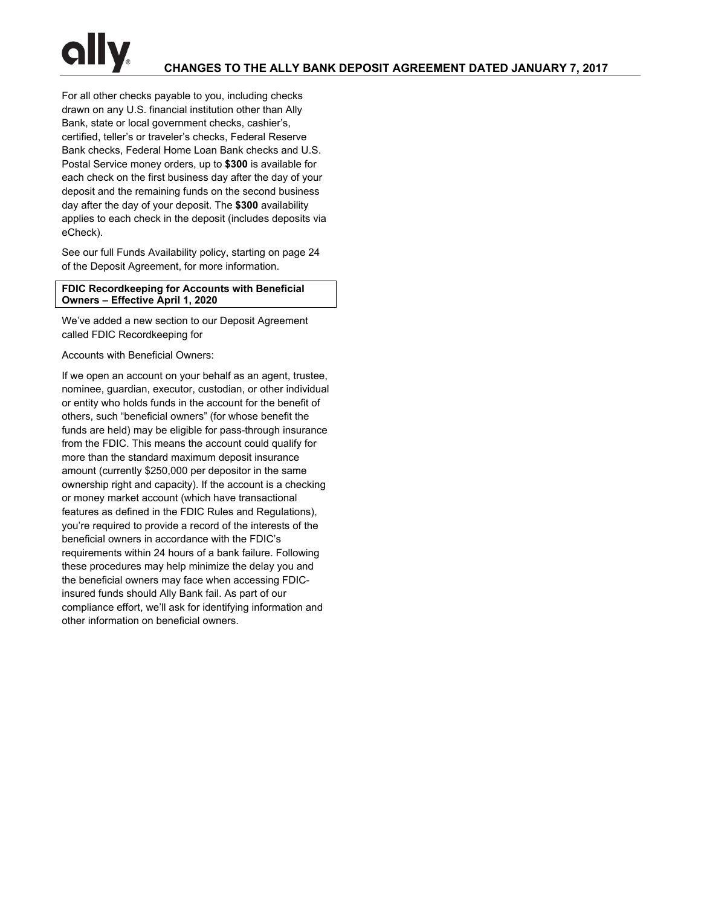For all other checks payable to you, including checks drawn on any U.S. financial institution other than Ally Bank, state or local government checks, cashier's, certified, teller's or traveler's checks, Federal Reserve Bank checks, Federal Home Loan Bank checks and U.S. Postal Service money orders, up to **$300** is available for each check on the first business day after the day of your deposit and the remaining funds on the second business day after the day of your deposit. The **$300** availability applies to each check in the deposit (includes deposits via eCheck).

See our full Funds Availability policy, starting on page 24 of the Deposit Agreement, for more information.

**FDIC Recordkeeping for Accounts with Beneficial Owners – Effective April 1, 2020**

We've added a new section to our Deposit Agreement called FDIC Recordkeeping for

Accounts with Beneficial Owners:

If we open an account on your behalf as an agent, trustee, nominee, guardian, executor, custodian, or other individual or entity who holds funds in the account for the benefit of others, such "beneficial owners" (for whose benefit the funds are held) may be eligible for pass-through insurance from the FDIC. This means the account could qualify for more than the standard maximum deposit insurance amount (currently $250,000 per depositor in the same ownership right and capacity). If the account is a checking or money market account (which have transactional features as defined in the FDIC Rules and Regulations), you're required to provide a record of the interests of the beneficial owners in accordance with the FDIC's requirements within 24 hours of a bank failure. Following these procedures may help minimize the delay you and the beneficial owners may face when accessing FDIC-insured funds should Ally Bank fail. As part of our compliance effort, we'll ask for identifying information and other information on beneficial owners.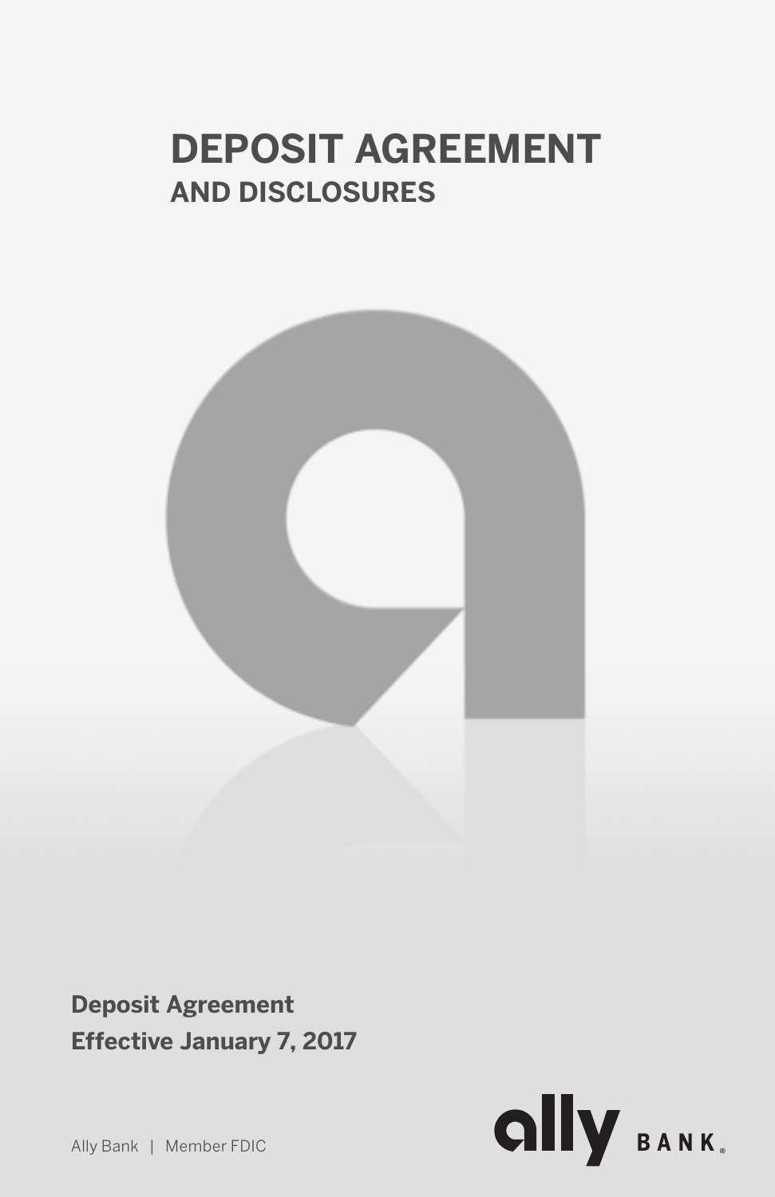# DEPOSIT AGREEMENT

## AND DISCLOSURES

**Deposit Agreement**
**Effective January 7, 2017**

Ally Bank | Member FDIC

ally BANK.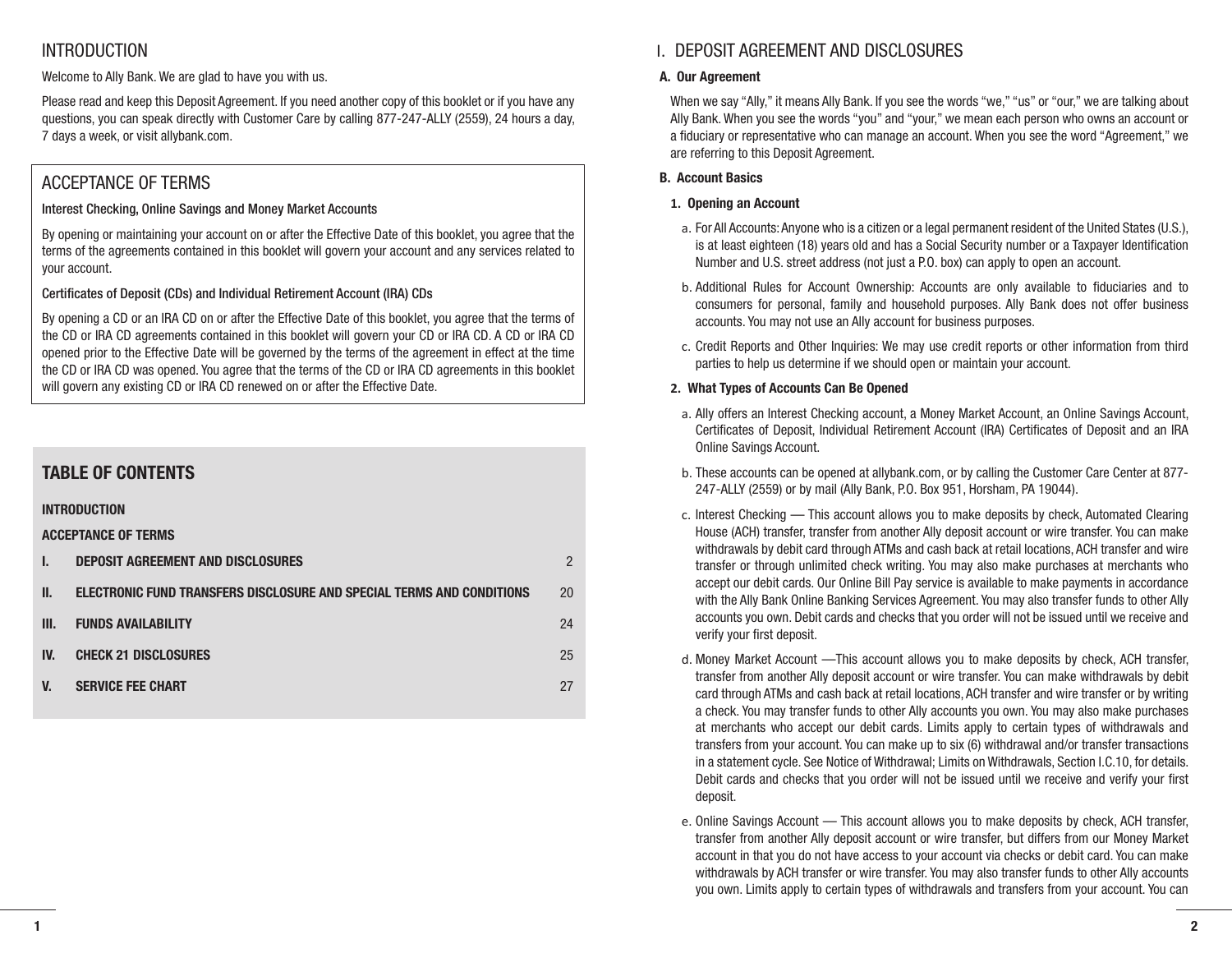## INTRODUCTION

Welcome to Ally Bank. We are glad to have you with us.

Please read and keep this Deposit Agreement. If you need another copy of this booklet or if you have any questions, you can speak directly with Customer Care by calling 877-247-ALLY (2559), 24 hours a day, 7 days a week, or visit allybank.com.

## ACCEPTANCE OF TERMS

Interest Checking, Online Savings and Money Market Accounts

By opening or maintaining your account on or after the Effective Date of this booklet, you agree that the terms of the agreements contained in this booklet will govern your account and any services related to your account.

Certificates of Deposit (CDs) and Individual Retirement Account (IRA) CDs

By opening a CD or an IRA CD on or after the Effective Date of this booklet, you agree that the terms of the CD or IRA CD agreements contained in this booklet will govern your CD or IRA CD. A CD or IRA CD opened prior to the Effective Date will be governed by the terms of the agreement in effect at the time the CD or IRA CD was opened. You agree that the terms of the CD or IRA CD agreements in this booklet will govern any existing CD or IRA CD renewed on or after the Effective Date.

## TABLE OF CONTENTS

**INTRODUCTION**

**ACCEPTANCE OF TERMS**

| | | |
|---|---|---|
| **I.** | **DEPOSIT AGREEMENT AND DISCLOSURES** | 2 |
| **II.** | **ELECTRONIC FUND TRANSFERS DISCLOSURE AND SPECIAL TERMS AND CONDITIONS** | 20 |
| **III.** | **FUNDS AVAILABILITY** | 24 |
| **IV.** | **CHECK 21 DISCLOSURES** | 25 |
| **V.** | **SERVICE FEE CHART** | 27 |

## I. DEPOSIT AGREEMENT AND DISCLOSURES

### A. Our Agreement

When we say "Ally," it means Ally Bank. If you see the words "we," "us" or "our," we are talking about Ally Bank. When you see the words "you" and "your," we mean each person who owns an account or a fiduciary or representative who can manage an account. When you see the word "Agreement," we are referring to this Deposit Agreement.

### B. Account Basics

#### 1. Opening an Account

a. For All Accounts: Anyone who is a citizen or a legal permanent resident of the United States (U.S.), is at least eighteen (18) years old and has a Social Security number or a Taxpayer Identification Number and U.S. street address (not just a P.O. box) can apply to open an account.

b. Additional Rules for Account Ownership: Accounts are only available to fiduciaries and to consumers for personal, family and household purposes. Ally Bank does not offer business accounts. You may not use an Ally account for business purposes.

c. Credit Reports and Other Inquiries: We may use credit reports or other information from third parties to help us determine if we should open or maintain your account.

#### 2. What Types of Accounts Can Be Opened

a. Ally offers an Interest Checking account, a Money Market Account, an Online Savings Account, Certificates of Deposit, Individual Retirement Account (IRA) Certificates of Deposit and an IRA Online Savings Account.

b. These accounts can be opened at allybank.com, or by calling the Customer Care Center at 877-247-ALLY (2559) or by mail (Ally Bank, P.O. Box 951, Horsham, PA 19044).

c. Interest Checking — This account allows you to make deposits by check, Automated Clearing House (ACH) transfer, transfer from another Ally deposit account or wire transfer. You can make withdrawals by debit card through ATMs and cash back at retail locations, ACH transfer and wire transfer or through unlimited check writing. You may also make purchases at merchants who accept our debit cards. Our Online Bill Pay service is available to make payments in accordance with the Ally Bank Online Banking Services Agreement. You may also transfer funds to other Ally accounts you own. Debit cards and checks that you order will not be issued until we receive and verify your first deposit.

d. Money Market Account —This account allows you to make deposits by check, ACH transfer, transfer from another Ally deposit account or wire transfer. You can make withdrawals by debit card through ATMs and cash back at retail locations, ACH transfer and wire transfer or by writing a check. You may transfer funds to other Ally accounts you own. You may also make purchases at merchants who accept our debit cards. Limits apply to certain types of withdrawals and transfers from your account. You can make up to six (6) withdrawal and/or transfer transactions in a statement cycle. See Notice of Withdrawal; Limits on Withdrawals, Section I.C.10, for details. Debit cards and checks that you order will not be issued until we receive and verify your first deposit.

e. Online Savings Account — This account allows you to make deposits by check, ACH transfer, transfer from another Ally deposit account or wire transfer, but differs from our Money Market account in that you do not have access to your account via checks or debit card. You can make withdrawals by ACH transfer or wire transfer. You may also transfer funds to other Ally accounts you own. Limits apply to certain types of withdrawals and transfers from your account. You can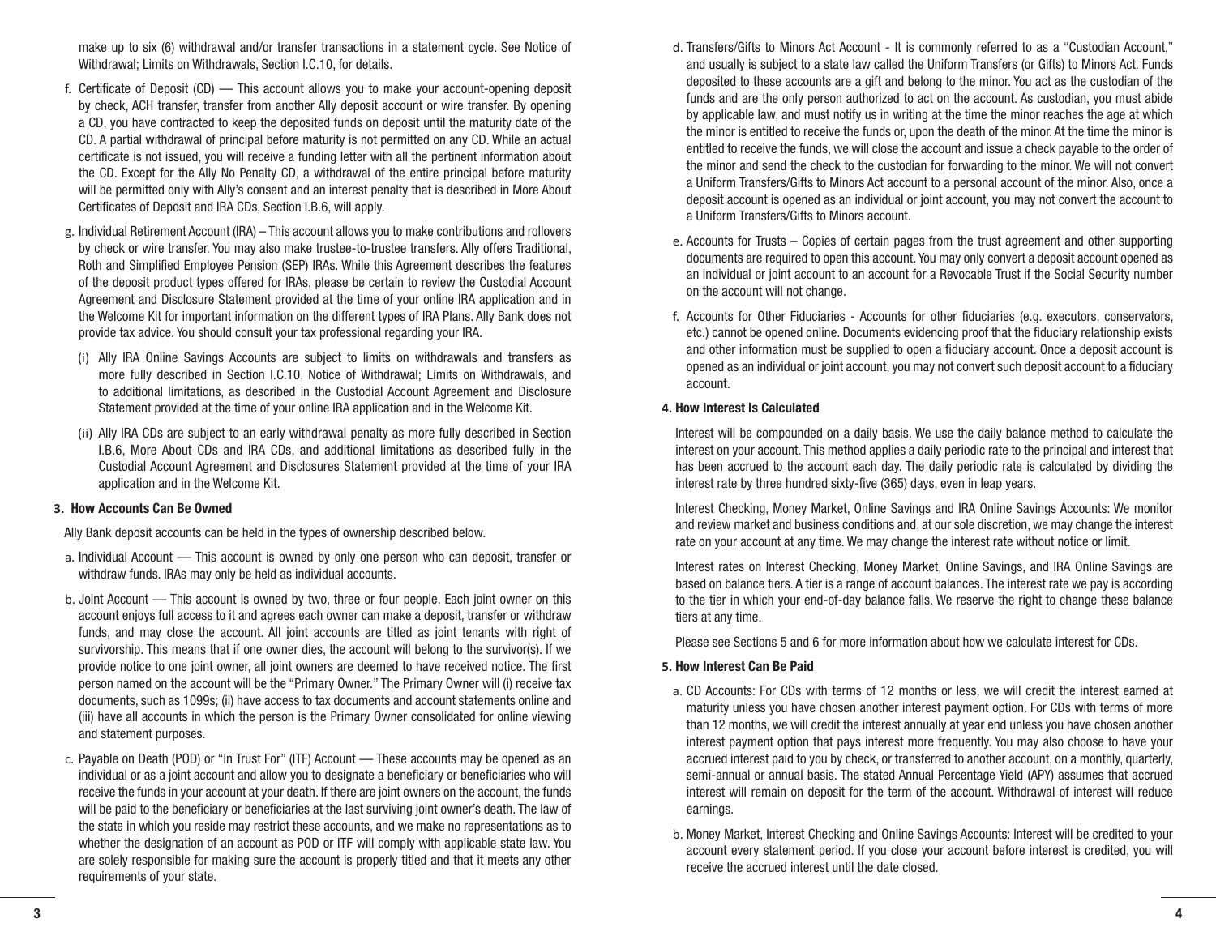make up to six (6) withdrawal and/or transfer transactions in a statement cycle. See Notice of Withdrawal; Limits on Withdrawals, Section I.C.10, for details.

f. Certificate of Deposit (CD) — This account allows you to make your account-opening deposit by check, ACH transfer, transfer from another Ally deposit account or wire transfer. By opening a CD, you have contracted to keep the deposited funds on deposit until the maturity date of the CD. A partial withdrawal of principal before maturity is not permitted on any CD. While an actual certificate is not issued, you will receive a funding letter with all the pertinent information about the CD. Except for the Ally No Penalty CD, a withdrawal of the entire principal before maturity will be permitted only with Ally's consent and an interest penalty that is described in More About Certificates of Deposit and IRA CDs, Section I.B.6, will apply.

g. Individual Retirement Account (IRA) – This account allows you to make contributions and rollovers by check or wire transfer. You may also make trustee-to-trustee transfers. Ally offers Traditional, Roth and Simplified Employee Pension (SEP) IRAs. While this Agreement describes the features of the deposit product types offered for IRAs, please be certain to review the Custodial Account Agreement and Disclosure Statement provided at the time of your online IRA application and in the Welcome Kit for important information on the different types of IRA Plans. Ally Bank does not provide tax advice. You should consult your tax professional regarding your IRA.

   (i) Ally IRA Online Savings Accounts are subject to limits on withdrawals and transfers as more fully described in Section I.C.10, Notice of Withdrawal; Limits on Withdrawals, and to additional limitations, as described in the Custodial Account Agreement and Disclosure Statement provided at the time of your online IRA application and in the Welcome Kit.

   (ii) Ally IRA CDs are subject to an early withdrawal penalty as more fully described in Section I.B.6, More About CDs and IRA CDs, and additional limitations as described fully in the Custodial Account Agreement and Disclosures Statement provided at the time of your IRA application and in the Welcome Kit.

**3. How Accounts Can Be Owned**

Ally Bank deposit accounts can be held in the types of ownership described below.

a. Individual Account — This account is owned by only one person who can deposit, transfer or withdraw funds. IRAs may only be held as individual accounts.

b. Joint Account — This account is owned by two, three or four people. Each joint owner on this account enjoys full access to it and agrees each owner can make a deposit, transfer or withdraw funds, and may close the account. All joint accounts are titled as joint tenants with right of survivorship. This means that if one owner dies, the account will belong to the survivor(s). If we provide notice to one joint owner, all joint owners are deemed to have received notice. The first person named on the account will be the "Primary Owner." The Primary Owner will (i) receive tax documents, such as 1099s; (ii) have access to tax documents and account statements online and (iii) have all accounts in which the person is the Primary Owner consolidated for online viewing and statement purposes.

c. Payable on Death (POD) or "In Trust For" (ITF) Account — These accounts may be opened as an individual or as a joint account and allow you to designate a beneficiary or beneficiaries who will receive the funds in your account at your death. If there are joint owners on the account, the funds will be paid to the beneficiary or beneficiaries at the last surviving joint owner's death. The law of the state in which you reside may restrict these accounts, and we make no representations as to whether the designation of an account as POD or ITF will comply with applicable state law. You are solely responsible for making sure the account is properly titled and that it meets any other requirements of your state.

d. Transfers/Gifts to Minors Act Account - It is commonly referred to as a "Custodian Account," and usually is subject to a state law called the Uniform Transfers (or Gifts) to Minors Act. Funds deposited to these accounts are a gift and belong to the minor. You act as the custodian of the funds and are the only person authorized to act on the account. As custodian, you must abide by applicable law, and must notify us in writing at the time the minor reaches the age at which the minor is entitled to receive the funds or, upon the death of the minor. At the time the minor is entitled to receive the funds, we will close the account and issue a check payable to the order of the minor and send the check to the custodian for forwarding to the minor. We will not convert a Uniform Transfers/Gifts to Minors Act account to a personal account of the minor. Also, once a deposit account is opened as an individual or joint account, you may not convert the account to a Uniform Transfers/Gifts to Minors account.

e. Accounts for Trusts – Copies of certain pages from the trust agreement and other supporting documents are required to open this account. You may only convert a deposit account opened as an individual or joint account to an account for a Revocable Trust if the Social Security number on the account will not change.

f. Accounts for Other Fiduciaries - Accounts for other fiduciaries (e.g. executors, conservators, etc.) cannot be opened online. Documents evidencing proof that the fiduciary relationship exists and other information must be supplied to open a fiduciary account. Once a deposit account is opened as an individual or joint account, you may not convert such deposit account to a fiduciary account.

**4. How Interest Is Calculated**

Interest will be compounded on a daily basis. We use the daily balance method to calculate the interest on your account. This method applies a daily periodic rate to the principal and interest that has been accrued to the account each day. The daily periodic rate is calculated by dividing the interest rate by three hundred sixty-five (365) days, even in leap years.

Interest Checking, Money Market, Online Savings and IRA Online Savings Accounts: We monitor and review market and business conditions and, at our sole discretion, we may change the interest rate on your account at any time. We may change the interest rate without notice or limit.

Interest rates on Interest Checking, Money Market, Online Savings, and IRA Online Savings are based on balance tiers. A tier is a range of account balances. The interest rate we pay is according to the tier in which your end-of-day balance falls. We reserve the right to change these balance tiers at any time.

Please see Sections 5 and 6 for more information about how we calculate interest for CDs.

**5. How Interest Can Be Paid**

a. CD Accounts: For CDs with terms of 12 months or less, we will credit the interest earned at maturity unless you have chosen another interest payment option. For CDs with terms of more than 12 months, we will credit the interest annually at year end unless you have chosen another interest payment option that pays interest more frequently. You may also choose to have your accrued interest paid to you by check, or transferred to another account, on a monthly, quarterly, semi-annual or annual basis. The stated Annual Percentage Yield (APY) assumes that accrued interest will remain on deposit for the term of the account. Withdrawal of interest will reduce earnings.

b. Money Market, Interest Checking and Online Savings Accounts: Interest will be credited to your account every statement period. If you close your account before interest is credited, you will receive the accrued interest until the date closed.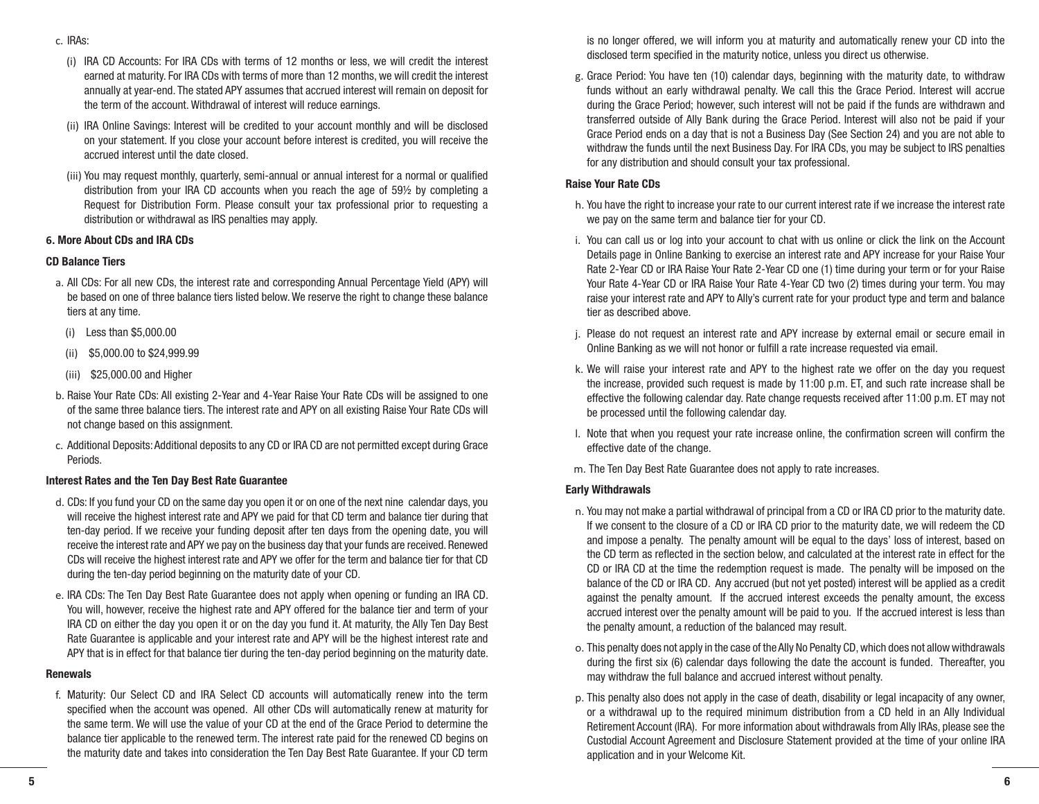c. IRAs:

(i) IRA CD Accounts: For IRA CDs with terms of 12 months or less, we will credit the interest earned at maturity. For IRA CDs with terms of more than 12 months, we will credit the interest annually at year-end. The stated APY assumes that accrued interest will remain on deposit for the term of the account. Withdrawal of interest will reduce earnings.

(ii) IRA Online Savings: Interest will be credited to your account monthly and will be disclosed on your statement. If you close your account before interest is credited, you will receive the accrued interest until the date closed.

(iii) You may request monthly, quarterly, semi-annual or annual interest for a normal or qualified distribution from your IRA CD accounts when you reach the age of 59½ by completing a Request for Distribution Form. Please consult your tax professional prior to requesting a distribution or withdrawal as IRS penalties may apply.

**6. More About CDs and IRA CDs**

**CD Balance Tiers**

a. All CDs: For all new CDs, the interest rate and corresponding Annual Percentage Yield (APY) will be based on one of three balance tiers listed below. We reserve the right to change these balance tiers at any time.

(i) Less than $5,000.00

(ii) $5,000.00 to $24,999.99

(iii) $25,000.00 and Higher

b. Raise Your Rate CDs: All existing 2-Year and 4-Year Raise Your Rate CDs will be assigned to one of the same three balance tiers. The interest rate and APY on all existing Raise Your Rate CDs will not change based on this assignment.

c. Additional Deposits: Additional deposits to any CD or IRA CD are not permitted except during Grace Periods.

**Interest Rates and the Ten Day Best Rate Guarantee**

d. CDs: If you fund your CD on the same day you open it or on one of the next nine calendar days, you will receive the highest interest rate and APY we paid for that CD term and balance tier during that ten-day period. If we receive your funding deposit after ten days from the opening date, you will receive the interest rate and APY we pay on the business day that your funds are received. Renewed CDs will receive the highest interest rate and APY we offer for the term and balance tier for that CD during the ten-day period beginning on the maturity date of your CD.

e. IRA CDs: The Ten Day Best Rate Guarantee does not apply when opening or funding an IRA CD. You will, however, receive the highest rate and APY offered for the balance tier and term of your IRA CD on either the day you open it or on the day you fund it. At maturity, the Ally Ten Day Best Rate Guarantee is applicable and your interest rate and APY will be the highest interest rate and APY that is in effect for that balance tier during the ten-day period beginning on the maturity date.

**Renewals**

f. Maturity: Our Select CD and IRA Select CD accounts will automatically renew into the term specified when the account was opened. All other CDs will automatically renew at maturity for the same term. We will use the value of your CD at the end of the Grace Period to determine the balance tier applicable to the renewed term. The interest rate paid for the renewed CD begins on the maturity date and takes into consideration the Ten Day Best Rate Guarantee. If your CD term is no longer offered, we will inform you at maturity and automatically renew your CD into the disclosed term specified in the maturity notice, unless you direct us otherwise.

g. Grace Period: You have ten (10) calendar days, beginning with the maturity date, to withdraw funds without an early withdrawal penalty. We call this the Grace Period. Interest will accrue during the Grace Period; however, such interest will not be paid if the funds are withdrawn and transferred outside of Ally Bank during the Grace Period. Interest will also not be paid if your Grace Period ends on a day that is not a Business Day (See Section 24) and you are not able to withdraw the funds until the next Business Day. For IRA CDs, you may be subject to IRS penalties for any distribution and should consult your tax professional.

**Raise Your Rate CDs**

h. You have the right to increase your rate to our current interest rate if we increase the interest rate we pay on the same term and balance tier for your CD.

i. You can call us or log into your account to chat with us online or click the link on the Account Details page in Online Banking to exercise an interest rate and APY increase for your Raise Your Rate 2-Year CD or IRA Raise Your Rate 2-Year CD one (1) time during your term or for your Raise Your Rate 4-Year CD or IRA Raise Your Rate 4-Year CD two (2) times during your term. You may raise your interest rate and APY to Ally's current rate for your product type and term and balance tier as described above.

j. Please do not request an interest rate and APY increase by external email or secure email in Online Banking as we will not honor or fulfill a rate increase requested via email.

k. We will raise your interest rate and APY to the highest rate we offer on the day you request the increase, provided such request is made by 11:00 p.m. ET, and such rate increase shall be effective the following calendar day. Rate change requests received after 11:00 p.m. ET may not be processed until the following calendar day.

l. Note that when you request your rate increase online, the confirmation screen will confirm the effective date of the change.

m. The Ten Day Best Rate Guarantee does not apply to rate increases.

**Early Withdrawals**

n. You may not make a partial withdrawal of principal from a CD or IRA CD prior to the maturity date. If we consent to the closure of a CD or IRA CD prior to the maturity date, we will redeem the CD and impose a penalty. The penalty amount will be equal to the days' loss of interest, based on the CD term as reflected in the section below, and calculated at the interest rate in effect for the CD or IRA CD at the time the redemption request is made. The penalty will be imposed on the balance of the CD or IRA CD. Any accrued (but not yet posted) interest will be applied as a credit against the penalty amount. If the accrued interest exceeds the penalty amount, the excess accrued interest over the penalty amount will be paid to you. If the accrued interest is less than the penalty amount, a reduction of the balanced may result.

o. This penalty does not apply in the case of the Ally No Penalty CD, which does not allow withdrawals during the first six (6) calendar days following the date the account is funded. Thereafter, you may withdraw the full balance and accrued interest without penalty.

p. This penalty also does not apply in the case of death, disability or legal incapacity of any owner, or a withdrawal up to the required minimum distribution from a CD held in an Ally Individual Retirement Account (IRA). For more information about withdrawals from Ally IRAs, please see the Custodial Account Agreement and Disclosure Statement provided at the time of your online IRA application and in your Welcome Kit.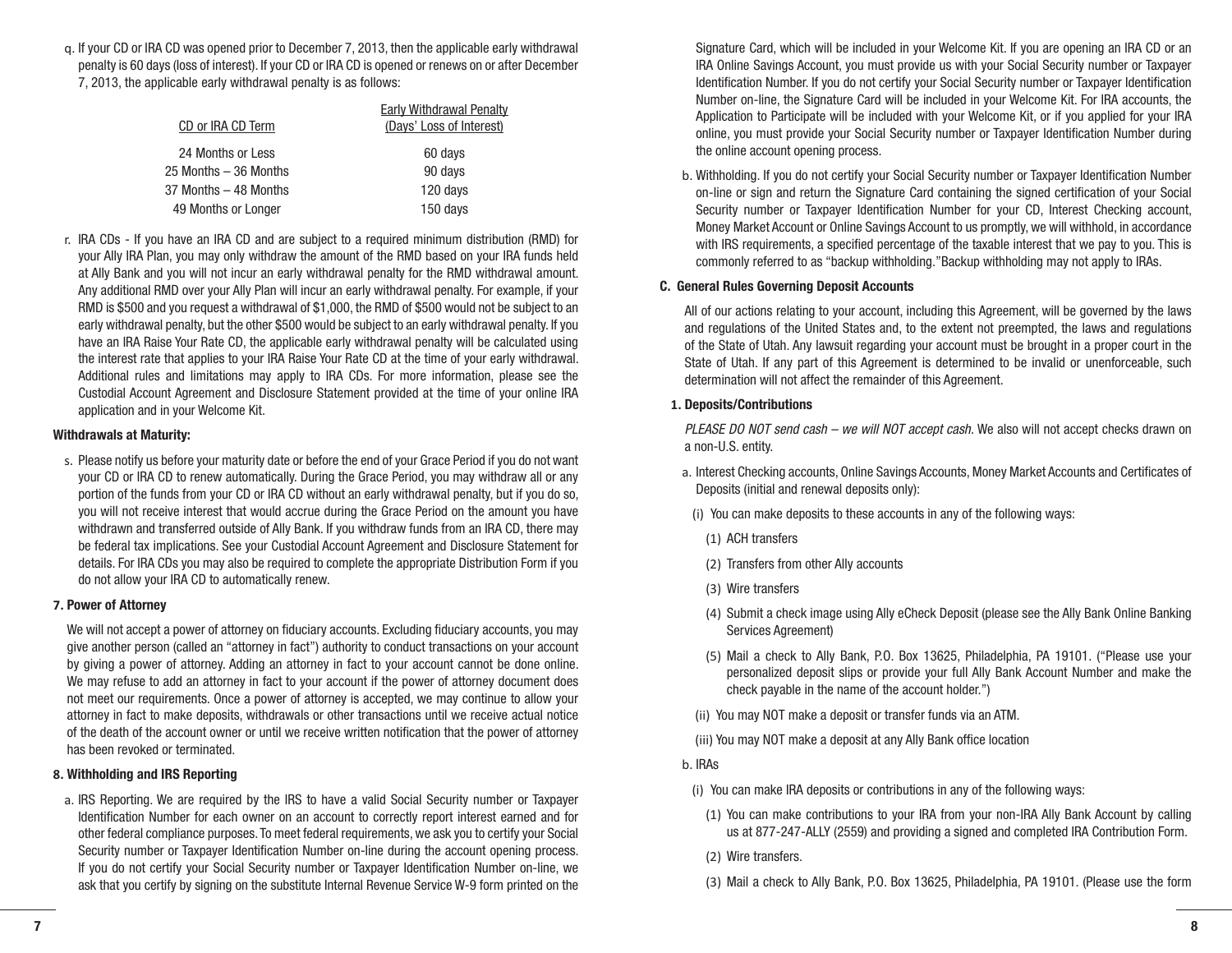q. If your CD or IRA CD was opened prior to December 7, 2013, then the applicable early withdrawal penalty is 60 days (loss of interest). If your CD or IRA CD is opened or renews on or after December 7, 2013, the applicable early withdrawal penalty is as follows:

| CD or IRA CD Term | Early Withdrawal Penalty (Days' Loss of Interest) |
|---|---|
| 24 Months or Less | 60 days |
| 25 Months – 36 Months | 90 days |
| 37 Months – 48 Months | 120 days |
| 49 Months or Longer | 150 days |

r. IRA CDs - If you have an IRA CD and are subject to a required minimum distribution (RMD) for your Ally IRA Plan, you may only withdraw the amount of the RMD based on your IRA funds held at Ally Bank and you will not incur an early withdrawal penalty for the RMD withdrawal amount. Any additional RMD over your Ally Plan will incur an early withdrawal penalty. For example, if your RMD is $500 and you request a withdrawal of $1,000, the RMD of $500 would not be subject to an early withdrawal penalty, but the other $500 would be subject to an early withdrawal penalty. If you have an IRA Raise Your Rate CD, the applicable early withdrawal penalty will be calculated using the interest rate that applies to your IRA Raise Your Rate CD at the time of your early withdrawal. Additional rules and limitations may apply to IRA CDs. For more information, please see the Custodial Account Agreement and Disclosure Statement provided at the time of your online IRA application and in your Welcome Kit.

**Withdrawals at Maturity:**

s. Please notify us before your maturity date or before the end of your Grace Period if you do not want your CD or IRA CD to renew automatically. During the Grace Period, you may withdraw all or any portion of the funds from your CD or IRA CD without an early withdrawal penalty, but if you do so, you will not receive interest that would accrue during the Grace Period on the amount you have withdrawn and transferred outside of Ally Bank. If you withdraw funds from an IRA CD, there may be federal tax implications. See your Custodial Account Agreement and Disclosure Statement for details. For IRA CDs you may also be required to complete the appropriate Distribution Form if you do not allow your IRA CD to automatically renew.

**7. Power of Attorney**

We will not accept a power of attorney on fiduciary accounts. Excluding fiduciary accounts, you may give another person (called an "attorney in fact") authority to conduct transactions on your account by giving a power of attorney. Adding an attorney in fact to your account cannot be done online. We may refuse to add an attorney in fact to your account if the power of attorney document does not meet our requirements. Once a power of attorney is accepted, we may continue to allow your attorney in fact to make deposits, withdrawals or other transactions until we receive actual notice of the death of the account owner or until we receive written notification that the power of attorney has been revoked or terminated.

**8. Withholding and IRS Reporting**

a. IRS Reporting. We are required by the IRS to have a valid Social Security number or Taxpayer Identification Number for each owner on an account to correctly report interest earned and for other federal compliance purposes. To meet federal requirements, we ask you to certify your Social Security number or Taxpayer Identification Number on-line during the account opening process. If you do not certify your Social Security number or Taxpayer Identification Number on-line, we ask that you certify by signing on the substitute Internal Revenue Service W-9 form printed on the Signature Card, which will be included in your Welcome Kit. If you are opening an IRA CD or an IRA Online Savings Account, you must provide us with your Social Security number or Taxpayer Identification Number. If you do not certify your Social Security number or Taxpayer Identification Number on-line, the Signature Card will be included in your Welcome Kit. For IRA accounts, the Application to Participate will be included with your Welcome Kit, or if you applied for your IRA online, you must provide your Social Security number or Taxpayer Identification Number during the online account opening process.

b. Withholding. If you do not certify your Social Security number or Taxpayer Identification Number on-line or sign and return the Signature Card containing the signed certification of your Social Security number or Taxpayer Identification Number for your CD, Interest Checking account, Money Market Account or Online Savings Account to us promptly, we will withhold, in accordance with IRS requirements, a specified percentage of the taxable interest that we pay to you. This is commonly referred to as "backup withholding."Backup withholding may not apply to IRAs.

**C. General Rules Governing Deposit Accounts**

All of our actions relating to your account, including this Agreement, will be governed by the laws and regulations of the United States and, to the extent not preempted, the laws and regulations of the State of Utah. Any lawsuit regarding your account must be brought in a proper court in the State of Utah. If any part of this Agreement is determined to be invalid or unenforceable, such determination will not affect the remainder of this Agreement.

**1. Deposits/Contributions**

*PLEASE DO NOT send cash – we will NOT accept cash.* We also will not accept checks drawn on a non-U.S. entity.

a. Interest Checking accounts, Online Savings Accounts, Money Market Accounts and Certificates of Deposits (initial and renewal deposits only):

(i) You can make deposits to these accounts in any of the following ways:

(1) ACH transfers

(2) Transfers from other Ally accounts

(3) Wire transfers

(4) Submit a check image using Ally eCheck Deposit (please see the Ally Bank Online Banking Services Agreement)

(5) Mail a check to Ally Bank, P.O. Box 13625, Philadelphia, PA 19101. ("Please use your personalized deposit slips or provide your full Ally Bank Account Number and make the check payable in the name of the account holder.")

(ii) You may NOT make a deposit or transfer funds via an ATM.

(iii) You may NOT make a deposit at any Ally Bank office location

b. IRAs

(i) You can make IRA deposits or contributions in any of the following ways:

(1) You can make contributions to your IRA from your non-IRA Ally Bank Account by calling us at 877-247-ALLY (2559) and providing a signed and completed IRA Contribution Form.

(2) Wire transfers.

(3) Mail a check to Ally Bank, P.O. Box 13625, Philadelphia, PA 19101. (Please use the form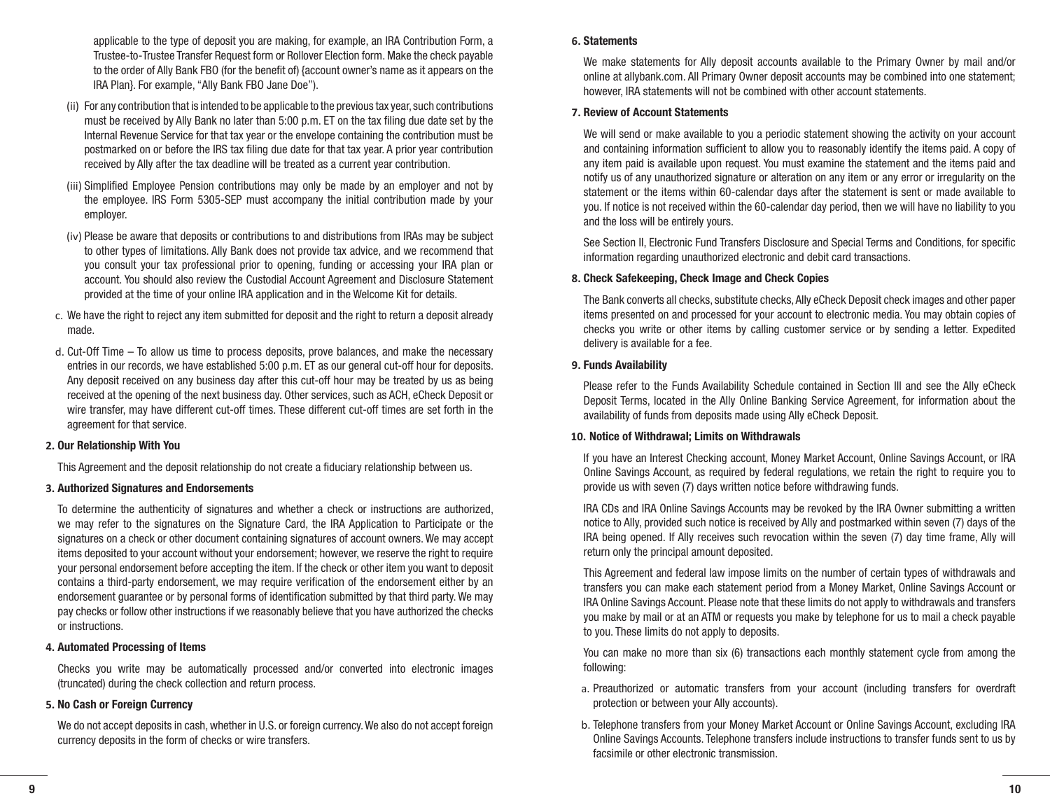applicable to the type of deposit you are making, for example, an IRA Contribution Form, a Trustee-to-Trustee Transfer Request form or Rollover Election form. Make the check payable to the order of Ally Bank FBO (for the benefit of) {account owner's name as it appears on the IRA Plan}. For example, "Ally Bank FBO Jane Doe").

(ii) For any contribution that is intended to be applicable to the previous tax year, such contributions must be received by Ally Bank no later than 5:00 p.m. ET on the tax filing due date set by the Internal Revenue Service for that tax year or the envelope containing the contribution must be postmarked on or before the IRS tax filing due date for that tax year. A prior year contribution received by Ally after the tax deadline will be treated as a current year contribution.

(iii) Simplified Employee Pension contributions may only be made by an employer and not by the employee. IRS Form 5305-SEP must accompany the initial contribution made by your employer.

(iv) Please be aware that deposits or contributions to and distributions from IRAs may be subject to other types of limitations. Ally Bank does not provide tax advice, and we recommend that you consult your tax professional prior to opening, funding or accessing your IRA plan or account. You should also review the Custodial Account Agreement and Disclosure Statement provided at the time of your online IRA application and in the Welcome Kit for details.

c. We have the right to reject any item submitted for deposit and the right to return a deposit already made.

d. Cut-Off Time – To allow us time to process deposits, prove balances, and make the necessary entries in our records, we have established 5:00 p.m. ET as our general cut-off hour for deposits. Any deposit received on any business day after this cut-off hour may be treated by us as being received at the opening of the next business day. Other services, such as ACH, eCheck Deposit or wire transfer, may have different cut-off times. These different cut-off times are set forth in the agreement for that service.

**2. Our Relationship With You**

This Agreement and the deposit relationship do not create a fiduciary relationship between us.

**3. Authorized Signatures and Endorsements**

To determine the authenticity of signatures and whether a check or instructions are authorized, we may refer to the signatures on the Signature Card, the IRA Application to Participate or the signatures on a check or other document containing signatures of account owners. We may accept items deposited to your account without your endorsement; however, we reserve the right to require your personal endorsement before accepting the item. If the check or other item you want to deposit contains a third-party endorsement, we may require verification of the endorsement either by an endorsement guarantee or by personal forms of identification submitted by that third party. We may pay checks or follow other instructions if we reasonably believe that you have authorized the checks or instructions.

**4. Automated Processing of Items**

Checks you write may be automatically processed and/or converted into electronic images (truncated) during the check collection and return process.

**5. No Cash or Foreign Currency**

We do not accept deposits in cash, whether in U.S. or foreign currency. We also do not accept foreign currency deposits in the form of checks or wire transfers.

**6. Statements**

We make statements for Ally deposit accounts available to the Primary Owner by mail and/or online at allybank.com. All Primary Owner deposit accounts may be combined into one statement; however, IRA statements will not be combined with other account statements.

**7. Review of Account Statements**

We will send or make available to you a periodic statement showing the activity on your account and containing information sufficient to allow you to reasonably identify the items paid. A copy of any item paid is available upon request. You must examine the statement and the items paid and notify us of any unauthorized signature or alteration on any item or any error or irregularity on the statement or the items within 60-calendar days after the statement is sent or made available to you. If notice is not received within the 60-calendar day period, then we will have no liability to you and the loss will be entirely yours.

See Section II, Electronic Fund Transfers Disclosure and Special Terms and Conditions, for specific information regarding unauthorized electronic and debit card transactions.

**8. Check Safekeeping, Check Image and Check Copies**

The Bank converts all checks, substitute checks, Ally eCheck Deposit check images and other paper items presented on and processed for your account to electronic media. You may obtain copies of checks you write or other items by calling customer service or by sending a letter. Expedited delivery is available for a fee.

**9. Funds Availability**

Please refer to the Funds Availability Schedule contained in Section III and see the Ally eCheck Deposit Terms, located in the Ally Online Banking Service Agreement, for information about the availability of funds from deposits made using Ally eCheck Deposit.

**10. Notice of Withdrawal; Limits on Withdrawals**

If you have an Interest Checking account, Money Market Account, Online Savings Account, or IRA Online Savings Account, as required by federal regulations, we retain the right to require you to provide us with seven (7) days written notice before withdrawing funds.

IRA CDs and IRA Online Savings Accounts may be revoked by the IRA Owner submitting a written notice to Ally, provided such notice is received by Ally and postmarked within seven (7) days of the IRA being opened. If Ally receives such revocation within the seven (7) day time frame, Ally will return only the principal amount deposited.

This Agreement and federal law impose limits on the number of certain types of withdrawals and transfers you can make each statement period from a Money Market, Online Savings Account or IRA Online Savings Account. Please note that these limits do not apply to withdrawals and transfers you make by mail or at an ATM or requests you make by telephone for us to mail a check payable to you. These limits do not apply to deposits.

You can make no more than six (6) transactions each monthly statement cycle from among the following:

a. Preauthorized or automatic transfers from your account (including transfers for overdraft protection or between your Ally accounts).

b. Telephone transfers from your Money Market Account or Online Savings Account, excluding IRA Online Savings Accounts. Telephone transfers include instructions to transfer funds sent to us by facsimile or other electronic transmission.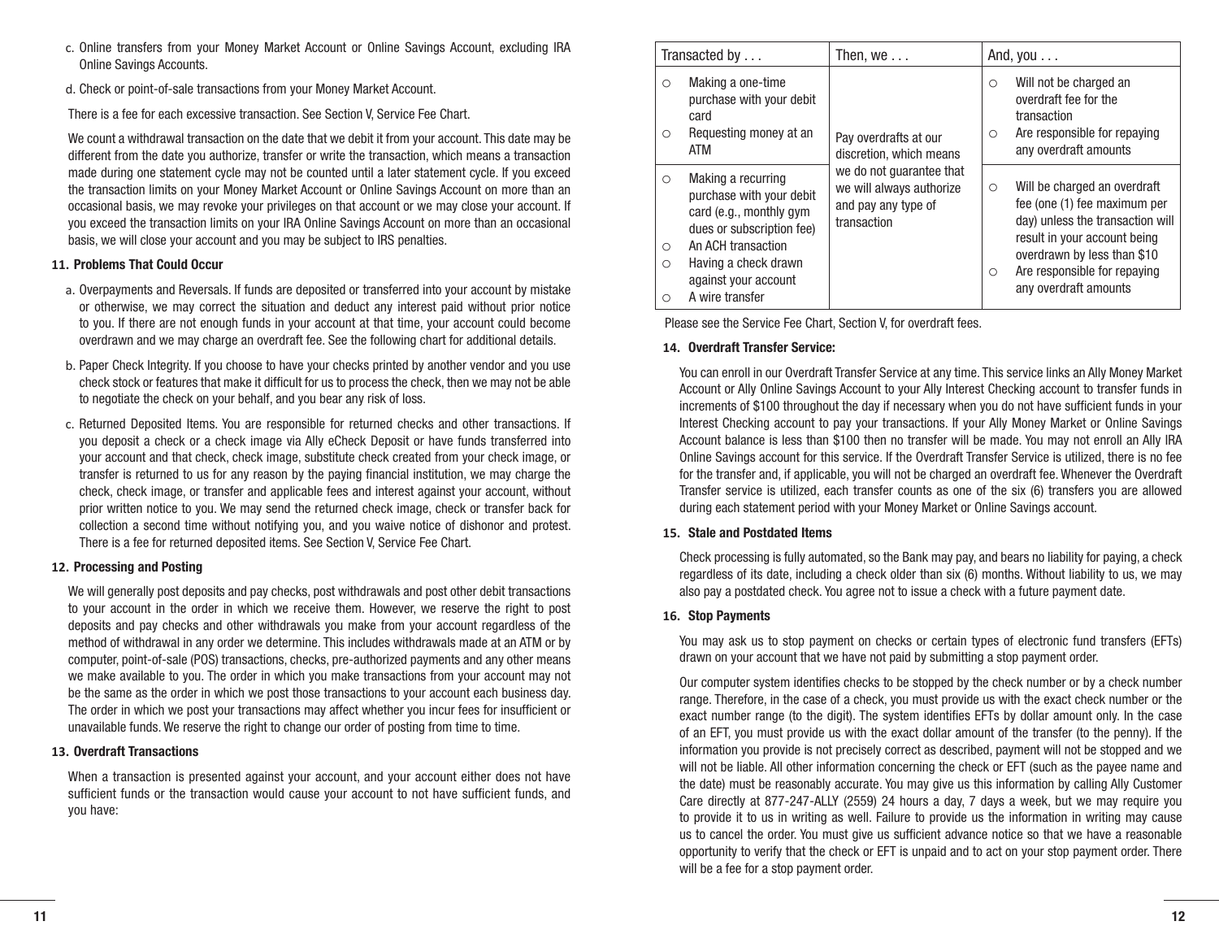c. Online transfers from your Money Market Account or Online Savings Account, excluding IRA Online Savings Accounts.

d. Check or point-of-sale transactions from your Money Market Account.

There is a fee for each excessive transaction. See Section V, Service Fee Chart.

We count a withdrawal transaction on the date that we debit it from your account. This date may be different from the date you authorize, transfer or write the transaction, which means a transaction made during one statement cycle may not be counted until a later statement cycle. If you exceed the transaction limits on your Money Market Account or Online Savings Account on more than an occasional basis, we may revoke your privileges on that account or we may close your account. If you exceed the transaction limits on your IRA Online Savings Account on more than an occasional basis, we will close your account and you may be subject to IRS penalties.

**11. Problems That Could Occur**

a. Overpayments and Reversals. If funds are deposited or transferred into your account by mistake or otherwise, we may correct the situation and deduct any interest paid without prior notice to you. If there are not enough funds in your account at that time, your account could become overdrawn and we may charge an overdraft fee. See the following chart for additional details.

b. Paper Check Integrity. If you choose to have your checks printed by another vendor and you use check stock or features that make it difficult for us to process the check, then we may not be able to negotiate the check on your behalf, and you bear any risk of loss.

c. Returned Deposited Items. You are responsible for returned checks and other transactions. If you deposit a check or a check image via Ally eCheck Deposit or have funds transferred into your account and that check, check image, substitute check created from your check image, or transfer is returned to us for any reason by the paying financial institution, we may charge the check, check image, or transfer and applicable fees and interest against your account, without prior written notice to you. We may send the returned check image, check or transfer back for collection a second time without notifying you, and you waive notice of dishonor and protest. There is a fee for returned deposited items. See Section V, Service Fee Chart.

**12. Processing and Posting**

We will generally post deposits and pay checks, post withdrawals and post other debit transactions to your account in the order in which we receive them. However, we reserve the right to post deposits and pay checks and other withdrawals you make from your account regardless of the method of withdrawal in any order we determine. This includes withdrawals made at an ATM or by computer, point-of-sale (POS) transactions, checks, pre-authorized payments and any other means we make available to you. The order in which you make transactions from your account may not be the same as the order in which we post those transactions to your account each business day. The order in which we post your transactions may affect whether you incur fees for insufficient or unavailable funds. We reserve the right to change our order of posting from time to time.

**13. Overdraft Transactions**

When a transaction is presented against your account, and your account either does not have sufficient funds or the transaction would cause your account to not have sufficient funds, and you have:

| Transacted by . . . | Then, we . . . | And, you . . . |
|---|---|---|
| ○ Making a one-time purchase with your debit card<br>○ Requesting money at an ATM | Pay overdrafts at our discretion, which means we do not guarantee that we will always authorize and pay any type of transaction | ○ Will not be charged an overdraft fee for the transaction<br>○ Are responsible for repaying any overdraft amounts |
| ○ Making a recurring purchase with your debit card (e.g., monthly gym dues or subscription fee)<br>○ An ACH transaction<br>○ Having a check drawn against your account<br>○ A wire transfer | | ○ Will be charged an overdraft fee (one (1) fee maximum per day) unless the transaction will result in your account being overdrawn by less than $10<br>○ Are responsible for repaying any overdraft amounts |

Please see the Service Fee Chart, Section V, for overdraft fees.

**14. Overdraft Transfer Service:**

You can enroll in our Overdraft Transfer Service at any time. This service links an Ally Money Market Account or Ally Online Savings Account to your Ally Interest Checking account to transfer funds in increments of $100 throughout the day if necessary when you do not have sufficient funds in your Interest Checking account to pay your transactions. If your Ally Money Market or Online Savings Account balance is less than $100 then no transfer will be made. You may not enroll an Ally IRA Online Savings account for this service. If the Overdraft Transfer Service is utilized, there is no fee for the transfer and, if applicable, you will not be charged an overdraft fee. Whenever the Overdraft Transfer service is utilized, each transfer counts as one of the six (6) transfers you are allowed during each statement period with your Money Market or Online Savings account.

**15. Stale and Postdated Items**

Check processing is fully automated, so the Bank may pay, and bears no liability for paying, a check regardless of its date, including a check older than six (6) months. Without liability to us, we may also pay a postdated check. You agree not to issue a check with a future payment date.

**16. Stop Payments**

You may ask us to stop payment on checks or certain types of electronic fund transfers (EFTs) drawn on your account that we have not paid by submitting a stop payment order.

Our computer system identifies checks to be stopped by the check number or by a check number range. Therefore, in the case of a check, you must provide us with the exact check number or the exact number range (to the digit). The system identifies EFTs by dollar amount only. In the case of an EFT, you must provide us with the exact dollar amount of the transfer (to the penny). If the information you provide is not precisely correct as described, payment will not be stopped and we will not be liable. All other information concerning the check or EFT (such as the payee name and the date) must be reasonably accurate. You may give us this information by calling Ally Customer Care directly at 877-247-ALLY (2559) 24 hours a day, 7 days a week, but we may require you to provide it to us in writing as well. Failure to provide us the information in writing may cause us to cancel the order. You must give us sufficient advance notice so that we have a reasonable opportunity to verify that the check or EFT is unpaid and to act on your stop payment order. There will be a fee for a stop payment order.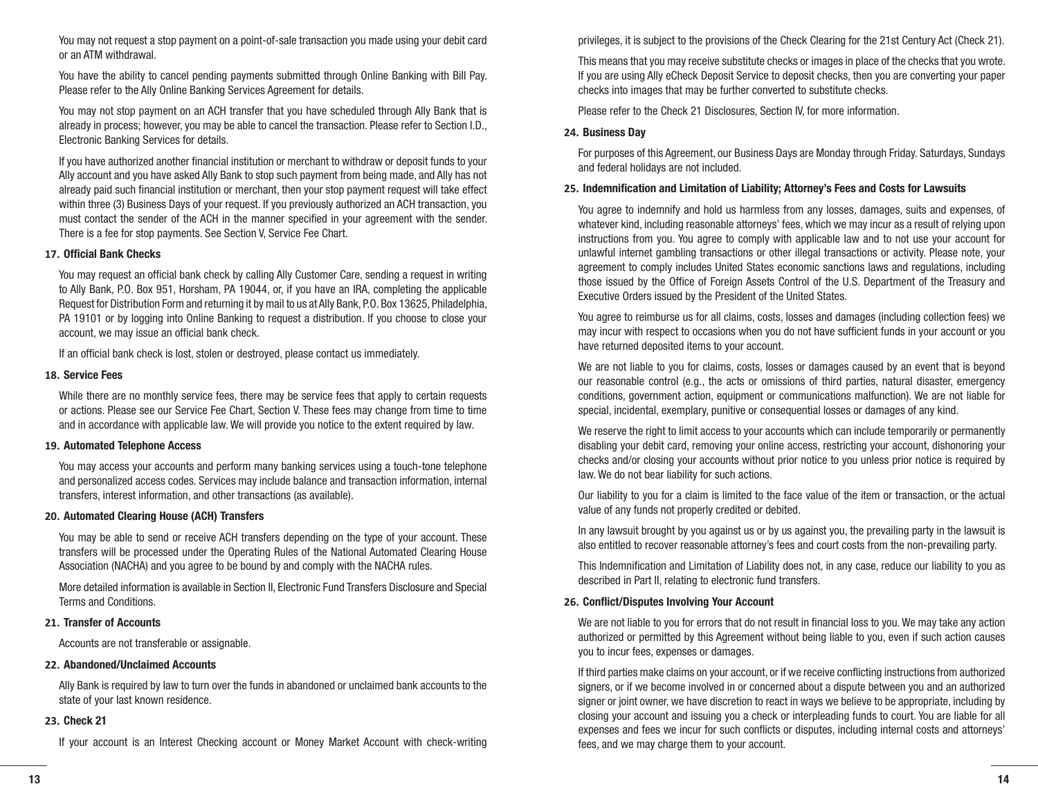You may not request a stop payment on a point-of-sale transaction you made using your debit card or an ATM withdrawal.

You have the ability to cancel pending payments submitted through Online Banking with Bill Pay. Please refer to the Ally Online Banking Services Agreement for details.

You may not stop payment on an ACH transfer that you have scheduled through Ally Bank that is already in process; however, you may be able to cancel the transaction. Please refer to Section I.D., Electronic Banking Services for details.

If you have authorized another financial institution or merchant to withdraw or deposit funds to your Ally account and you have asked Ally Bank to stop such payment from being made, and Ally has not already paid such financial institution or merchant, then your stop payment request will take effect within three (3) Business Days of your request. If you previously authorized an ACH transaction, you must contact the sender of the ACH in the manner specified in your agreement with the sender. There is a fee for stop payments. See Section V, Service Fee Chart.

**17. Official Bank Checks**

You may request an official bank check by calling Ally Customer Care, sending a request in writing to Ally Bank, P.O. Box 951, Horsham, PA 19044, or, if you have an IRA, completing the applicable Request for Distribution Form and returning it by mail to us at Ally Bank, P.O. Box 13625, Philadelphia, PA 19101 or by logging into Online Banking to request a distribution. If you choose to close your account, we may issue an official bank check.

If an official bank check is lost, stolen or destroyed, please contact us immediately.

**18. Service Fees**

While there are no monthly service fees, there may be service fees that apply to certain requests or actions. Please see our Service Fee Chart, Section V. These fees may change from time to time and in accordance with applicable law. We will provide you notice to the extent required by law.

**19. Automated Telephone Access**

You may access your accounts and perform many banking services using a touch-tone telephone and personalized access codes. Services may include balance and transaction information, internal transfers, interest information, and other transactions (as available).

**20. Automated Clearing House (ACH) Transfers**

You may be able to send or receive ACH transfers depending on the type of your account. These transfers will be processed under the Operating Rules of the National Automated Clearing House Association (NACHA) and you agree to be bound by and comply with the NACHA rules.

More detailed information is available in Section II, Electronic Fund Transfers Disclosure and Special Terms and Conditions.

**21. Transfer of Accounts**

Accounts are not transferable or assignable.

**22. Abandoned/Unclaimed Accounts**

Ally Bank is required by law to turn over the funds in abandoned or unclaimed bank accounts to the state of your last known residence.

**23. Check 21**

If your account is an Interest Checking account or Money Market Account with check-writing privileges, it is subject to the provisions of the Check Clearing for the 21st Century Act (Check 21).

This means that you may receive substitute checks or images in place of the checks that you wrote. If you are using Ally eCheck Deposit Service to deposit checks, then you are converting your paper checks into images that may be further converted to substitute checks.

Please refer to the Check 21 Disclosures, Section IV, for more information.

**24. Business Day**

For purposes of this Agreement, our Business Days are Monday through Friday. Saturdays, Sundays and federal holidays are not included.

**25. Indemnification and Limitation of Liability; Attorney's Fees and Costs for Lawsuits**

You agree to indemnify and hold us harmless from any losses, damages, suits and expenses, of whatever kind, including reasonable attorneys' fees, which we may incur as a result of relying upon instructions from you. You agree to comply with applicable law and to not use your account for unlawful internet gambling transactions or other illegal transactions or activity. Please note, your agreement to comply includes United States economic sanctions laws and regulations, including those issued by the Office of Foreign Assets Control of the U.S. Department of the Treasury and Executive Orders issued by the President of the United States.

You agree to reimburse us for all claims, costs, losses and damages (including collection fees) we may incur with respect to occasions when you do not have sufficient funds in your account or you have returned deposited items to your account.

We are not liable to you for claims, costs, losses or damages caused by an event that is beyond our reasonable control (e.g., the acts or omissions of third parties, natural disaster, emergency conditions, government action, equipment or communications malfunction). We are not liable for special, incidental, exemplary, punitive or consequential losses or damages of any kind.

We reserve the right to limit access to your accounts which can include temporarily or permanently disabling your debit card, removing your online access, restricting your account, dishonoring your checks and/or closing your accounts without prior notice to you unless prior notice is required by law. We do not bear liability for such actions.

Our liability to you for a claim is limited to the face value of the item or transaction, or the actual value of any funds not properly credited or debited.

In any lawsuit brought by you against us or by us against you, the prevailing party in the lawsuit is also entitled to recover reasonable attorney's fees and court costs from the non-prevailing party.

This Indemnification and Limitation of Liability does not, in any case, reduce our liability to you as described in Part II, relating to electronic fund transfers.

**26. Conflict/Disputes Involving Your Account**

We are not liable to you for errors that do not result in financial loss to you. We may take any action authorized or permitted by this Agreement without being liable to you, even if such action causes you to incur fees, expenses or damages.

If third parties make claims on your account, or if we receive conflicting instructions from authorized signers, or if we become involved in or concerned about a dispute between you and an authorized signer or joint owner, we have discretion to react in ways we believe to be appropriate, including by closing your account and issuing you a check or interpleading funds to court. You are liable for all expenses and fees we incur for such conflicts or disputes, including internal costs and attorneys' fees, and we may charge them to your account.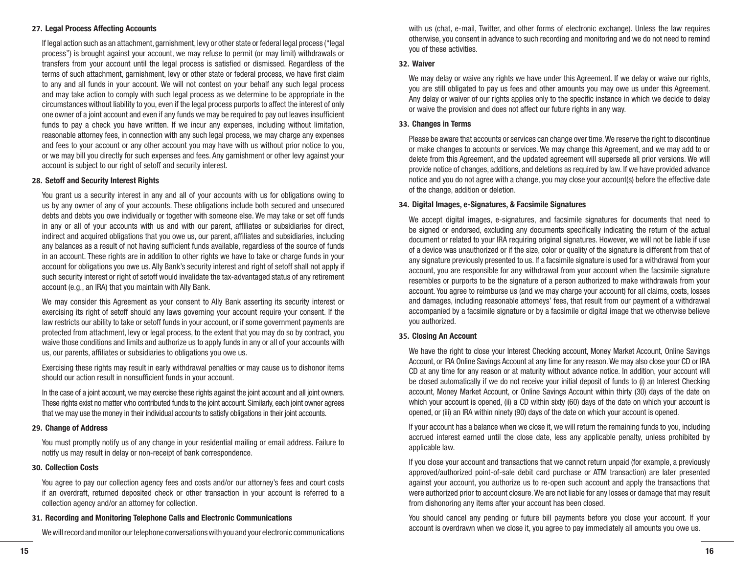### 27. Legal Process Affecting Accounts

If legal action such as an attachment, garnishment, levy or other state or federal legal process ("legal process") is brought against your account, we may refuse to permit (or may limit) withdrawals or transfers from your account until the legal process is satisfied or dismissed. Regardless of the terms of such attachment, garnishment, levy or other state or federal process, we have first claim to any and all funds in your account. We will not contest on your behalf any such legal process and may take action to comply with such legal process as we determine to be appropriate in the circumstances without liability to you, even if the legal process purports to affect the interest of only one owner of a joint account and even if any funds we may be required to pay out leaves insufficient funds to pay a check you have written. If we incur any expenses, including without limitation, reasonable attorney fees, in connection with any such legal process, we may charge any expenses and fees to your account or any other account you may have with us without prior notice to you, or we may bill you directly for such expenses and fees. Any garnishment or other levy against your account is subject to our right of setoff and security interest.

### 28. Setoff and Security Interest Rights

You grant us a security interest in any and all of your accounts with us for obligations owing to us by any owner of any of your accounts. These obligations include both secured and unsecured debts and debts you owe individually or together with someone else. We may take or set off funds in any or all of your accounts with us and with our parent, affiliates or subsidiaries for direct, indirect and acquired obligations that you owe us, our parent, affiliates and subsidiaries, including any balances as a result of not having sufficient funds available, regardless of the source of funds in an account. These rights are in addition to other rights we have to take or charge funds in your account for obligations you owe us. Ally Bank's security interest and right of setoff shall not apply if such security interest or right of setoff would invalidate the tax-advantaged status of any retirement account (e.g., an IRA) that you maintain with Ally Bank.

We may consider this Agreement as your consent to Ally Bank asserting its security interest or exercising its right of setoff should any laws governing your account require your consent. If the law restricts our ability to take or setoff funds in your account, or if some government payments are protected from attachment, levy or legal process, to the extent that you may do so by contract, you waive those conditions and limits and authorize us to apply funds in any or all of your accounts with us, our parents, affiliates or subsidiaries to obligations you owe us.

Exercising these rights may result in early withdrawal penalties or may cause us to dishonor items should our action result in nonsufficient funds in your account.

In the case of a joint account, we may exercise these rights against the joint account and all joint owners. These rights exist no matter who contributed funds to the joint account. Similarly, each joint owner agrees that we may use the money in their individual accounts to satisfy obligations in their joint accounts.

### 29. Change of Address

You must promptly notify us of any change in your residential mailing or email address. Failure to notify us may result in delay or non-receipt of bank correspondence.

### 30. Collection Costs

You agree to pay our collection agency fees and costs and/or our attorney's fees and court costs if an overdraft, returned deposited check or other transaction in your account is referred to a collection agency and/or an attorney for collection.

### 31. Recording and Monitoring Telephone Calls and Electronic Communications

We will record and monitor our telephone conversations with you and your electronic communications with us (chat, e-mail, Twitter, and other forms of electronic exchange). Unless the law requires otherwise, you consent in advance to such recording and monitoring and we do not need to remind you of these activities.

### 32. Waiver

We may delay or waive any rights we have under this Agreement. If we delay or waive our rights, you are still obligated to pay us fees and other amounts you may owe us under this Agreement. Any delay or waiver of our rights applies only to the specific instance in which we decide to delay or waive the provision and does not affect our future rights in any way.

### 33. Changes in Terms

Please be aware that accounts or services can change over time. We reserve the right to discontinue or make changes to accounts or services. We may change this Agreement, and we may add to or delete from this Agreement, and the updated agreement will supersede all prior versions. We will provide notice of changes, additions, and deletions as required by law. If we have provided advance notice and you do not agree with a change, you may close your account(s) before the effective date of the change, addition or deletion.

### 34. Digital Images, e-Signatures, & Facsimile Signatures

We accept digital images, e-signatures, and facsimile signatures for documents that need to be signed or endorsed, excluding any documents specifically indicating the return of the actual document or related to your IRA requiring original signatures. However, we will not be liable if use of a device was unauthorized or if the size, color or quality of the signature is different from that of any signature previously presented to us. If a facsimile signature is used for a withdrawal from your account, you are responsible for any withdrawal from your account when the facsimile signature resembles or purports to be the signature of a person authorized to make withdrawals from your account. You agree to reimburse us (and we may charge your account) for all claims, costs, losses and damages, including reasonable attorneys' fees, that result from our payment of a withdrawal accompanied by a facsimile signature or by a facsimile or digital image that we otherwise believe you authorized.

### 35. Closing An Account

We have the right to close your Interest Checking account, Money Market Account, Online Savings Account, or IRA Online Savings Account at any time for any reason. We may also close your CD or IRA CD at any time for any reason or at maturity without advance notice. In addition, your account will be closed automatically if we do not receive your initial deposit of funds to (i) an Interest Checking account, Money Market Account, or Online Savings Account within thirty (30) days of the date on which your account is opened, (ii) a CD within sixty (60) days of the date on which your account is opened, or (iii) an IRA within ninety (90) days of the date on which your account is opened.

If your account has a balance when we close it, we will return the remaining funds to you, including accrued interest earned until the close date, less any applicable penalty, unless prohibited by applicable law.

If you close your account and transactions that we cannot return unpaid (for example, a previously approved/authorized point-of-sale debit card purchase or ATM transaction) are later presented against your account, you authorize us to re-open such account and apply the transactions that were authorized prior to account closure. We are not liable for any losses or damage that may result from dishonoring any items after your account has been closed.

You should cancel any pending or future bill payments before you close your account. If your account is overdrawn when we close it, you agree to pay immediately all amounts you owe us.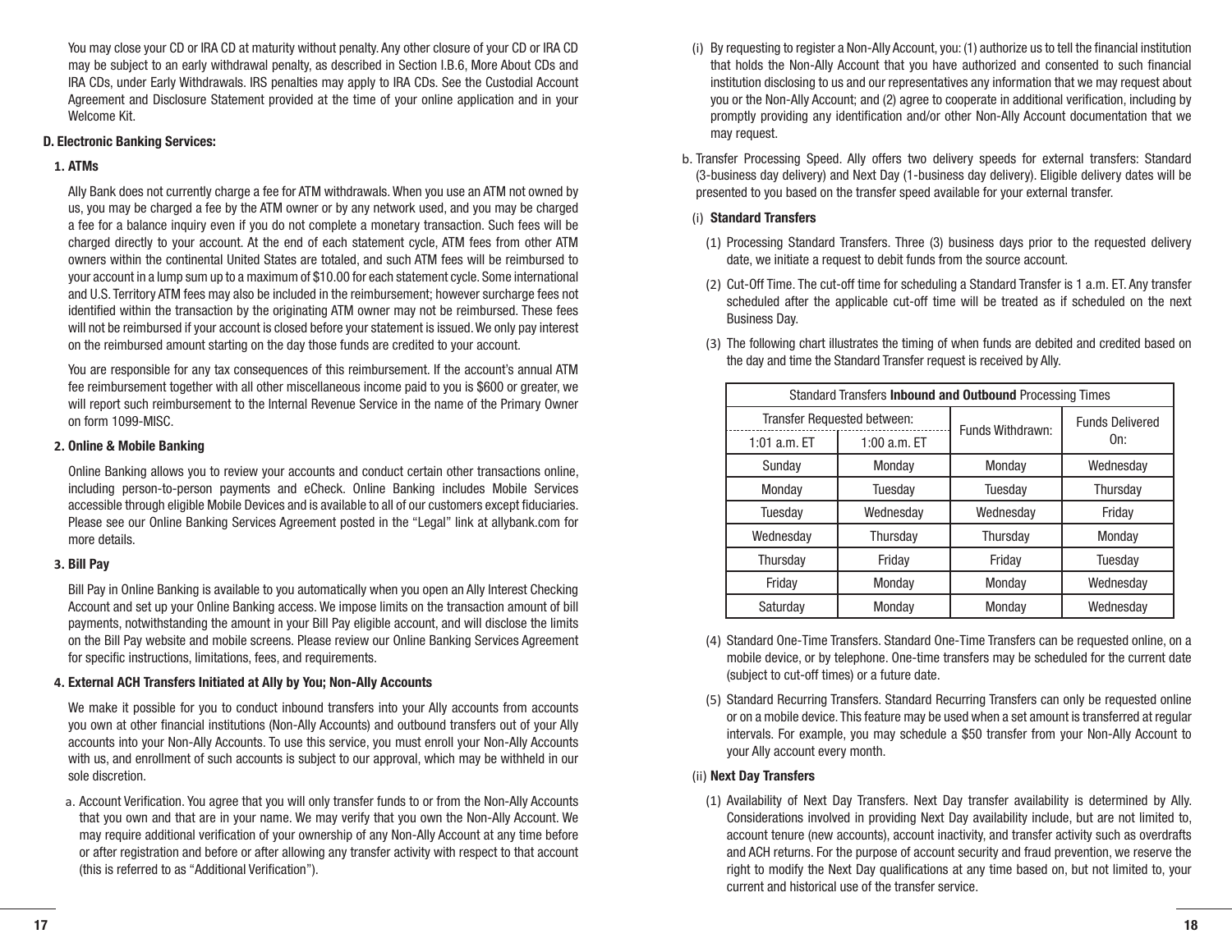You may close your CD or IRA CD at maturity without penalty. Any other closure of your CD or IRA CD may be subject to an early withdrawal penalty, as described in Section I.B.6, More About CDs and IRA CDs, under Early Withdrawals. IRS penalties may apply to IRA CDs. See the Custodial Account Agreement and Disclosure Statement provided at the time of your online application and in your Welcome Kit.

### D. Electronic Banking Services:

#### 1. ATMs

Ally Bank does not currently charge a fee for ATM withdrawals. When you use an ATM not owned by us, you may be charged a fee by the ATM owner or by any network used, and you may be charged a fee for a balance inquiry even if you do not complete a monetary transaction. Such fees will be charged directly to your account. At the end of each statement cycle, ATM fees from other ATM owners within the continental United States are totaled, and such ATM fees will be reimbursed to your account in a lump sum up to a maximum of $10.00 for each statement cycle. Some international and U.S. Territory ATM fees may also be included in the reimbursement; however surcharge fees not identified within the transaction by the originating ATM owner may not be reimbursed. These fees will not be reimbursed if your account is closed before your statement is issued. We only pay interest on the reimbursed amount starting on the day those funds are credited to your account.

You are responsible for any tax consequences of this reimbursement. If the account's annual ATM fee reimbursement together with all other miscellaneous income paid to you is $600 or greater, we will report such reimbursement to the Internal Revenue Service in the name of the Primary Owner on form 1099-MISC.

#### 2. Online & Mobile Banking

Online Banking allows you to review your accounts and conduct certain other transactions online, including person-to-person payments and eCheck. Online Banking includes Mobile Services accessible through eligible Mobile Devices and is available to all of our customers except fiduciaries. Please see our Online Banking Services Agreement posted in the "Legal" link at allybank.com for more details.

#### 3. Bill Pay

Bill Pay in Online Banking is available to you automatically when you open an Ally Interest Checking Account and set up your Online Banking access. We impose limits on the transaction amount of bill payments, notwithstanding the amount in your Bill Pay eligible account, and will disclose the limits on the Bill Pay website and mobile screens. Please review our Online Banking Services Agreement for specific instructions, limitations, fees, and requirements.

#### 4. External ACH Transfers Initiated at Ally by You; Non-Ally Accounts

We make it possible for you to conduct inbound transfers into your Ally accounts from accounts you own at other financial institutions (Non-Ally Accounts) and outbound transfers out of your Ally accounts into your Non-Ally Accounts. To use this service, you must enroll your Non-Ally Accounts with us, and enrollment of such accounts is subject to our approval, which may be withheld in our sole discretion.

a. Account Verification. You agree that you will only transfer funds to or from the Non-Ally Accounts that you own and that are in your name. We may verify that you own the Non-Ally Account. We may require additional verification of your ownership of any Non-Ally Account at any time before or after registration and before or after allowing any transfer activity with respect to that account (this is referred to as "Additional Verification").

(i) By requesting to register a Non-Ally Account, you: (1) authorize us to tell the financial institution that holds the Non-Ally Account that you have authorized and consented to such financial institution disclosing to us and our representatives any information that we may request about you or the Non-Ally Account; and (2) agree to cooperate in additional verification, including by promptly providing any identification and/or other Non-Ally Account documentation that we may request.

b. Transfer Processing Speed. Ally offers two delivery speeds for external transfers: Standard (3-business day delivery) and Next Day (1-business day delivery). Eligible delivery dates will be presented to you based on the transfer speed available for your external transfer.

(i) **Standard Transfers**

(1) Processing Standard Transfers. Three (3) business days prior to the requested delivery date, we initiate a request to debit funds from the source account.

(2) Cut-Off Time. The cut-off time for scheduling a Standard Transfer is 1 a.m. ET. Any transfer scheduled after the applicable cut-off time will be treated as if scheduled on the next Business Day.

(3) The following chart illustrates the timing of when funds are debited and credited based on the day and time the Standard Transfer request is received by Ally.

| Standard Transfers **Inbound and Outbound** Processing Times | | | |
|---|---|---|---|
| Transfer Requested between: | | Funds Withdrawn: | Funds Delivered On: |
| 1:01 a.m. ET | 1:00 a.m. ET | | |
| Sunday | Monday | Monday | Wednesday |
| Monday | Tuesday | Tuesday | Thursday |
| Tuesday | Wednesday | Wednesday | Friday |
| Wednesday | Thursday | Thursday | Monday |
| Thursday | Friday | Friday | Tuesday |
| Friday | Monday | Monday | Wednesday |
| Saturday | Monday | Monday | Wednesday |

(4) Standard One-Time Transfers. Standard One-Time Transfers can be requested online, on a mobile device, or by telephone. One-time transfers may be scheduled for the current date (subject to cut-off times) or a future date.

(5) Standard Recurring Transfers. Standard Recurring Transfers can only be requested online or on a mobile device. This feature may be used when a set amount is transferred at regular intervals. For example, you may schedule a $50 transfer from your Non-Ally Account to your Ally account every month.

(ii) **Next Day Transfers**

(1) Availability of Next Day Transfers. Next Day transfer availability is determined by Ally. Considerations involved in providing Next Day availability include, but are not limited to, account tenure (new accounts), account inactivity, and transfer activity such as overdrafts and ACH returns. For the purpose of account security and fraud prevention, we reserve the right to modify the Next Day qualifications at any time based on, but not limited to, your current and historical use of the transfer service.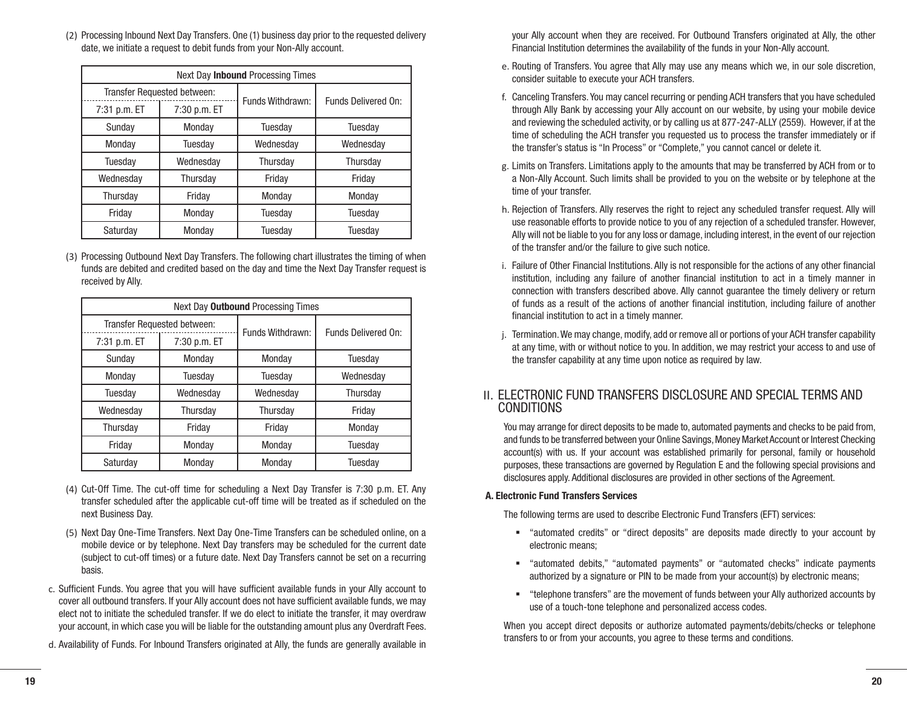(2) Processing Inbound Next Day Transfers. One (1) business day prior to the requested delivery date, we initiate a request to debit funds from your Non-Ally account.

| Next Day **Inbound** Processing Times | | | |
|---|---|---|---|
| Transfer Requested between: | | Funds Withdrawn: | Funds Delivered On: |
| 7:31 p.m. ET | 7:30 p.m. ET | | |
| Sunday | Monday | Tuesday | Tuesday |
| Monday | Tuesday | Wednesday | Wednesday |
| Tuesday | Wednesday | Thursday | Thursday |
| Wednesday | Thursday | Friday | Friday |
| Thursday | Friday | Monday | Monday |
| Friday | Monday | Tuesday | Tuesday |
| Saturday | Monday | Tuesday | Tuesday |

(3) Processing Outbound Next Day Transfers. The following chart illustrates the timing of when funds are debited and credited based on the day and time the Next Day Transfer request is received by Ally.

| Next Day **Outbound** Processing Times | | | |
|---|---|---|---|
| Transfer Requested between: | | Funds Withdrawn: | Funds Delivered On: |
| 7:31 p.m. ET | 7:30 p.m. ET | | |
| Sunday | Monday | Monday | Tuesday |
| Monday | Tuesday | Tuesday | Wednesday |
| Tuesday | Wednesday | Wednesday | Thursday |
| Wednesday | Thursday | Thursday | Friday |
| Thursday | Friday | Friday | Monday |
| Friday | Monday | Monday | Tuesday |
| Saturday | Monday | Monday | Tuesday |

(4) Cut-Off Time. The cut-off time for scheduling a Next Day Transfer is 7:30 p.m. ET. Any transfer scheduled after the applicable cut-off time will be treated as if scheduled on the next Business Day.

(5) Next Day One-Time Transfers. Next Day One-Time Transfers can be scheduled online, on a mobile device or by telephone. Next Day transfers may be scheduled for the current date (subject to cut-off times) or a future date. Next Day Transfers cannot be set on a recurring basis.

c. Sufficient Funds. You agree that you will have sufficient available funds in your Ally account to cover all outbound transfers. If your Ally account does not have sufficient available funds, we may elect not to initiate the scheduled transfer. If we do elect to initiate the transfer, it may overdraw your account, in which case you will be liable for the outstanding amount plus any Overdraft Fees.

d. Availability of Funds. For Inbound Transfers originated at Ally, the funds are generally available in your Ally account when they are received. For Outbound Transfers originated at Ally, the other Financial Institution determines the availability of the funds in your Non-Ally account.

e. Routing of Transfers. You agree that Ally may use any means which we, in our sole discretion, consider suitable to execute your ACH transfers.

f. Canceling Transfers. You may cancel recurring or pending ACH transfers that you have scheduled through Ally Bank by accessing your Ally account on our website, by using your mobile device and reviewing the scheduled activity, or by calling us at 877-247-ALLY (2559). However, if at the time of scheduling the ACH transfer you requested us to process the transfer immediately or if the transfer's status is "In Process" or "Complete," you cannot cancel or delete it.

g. Limits on Transfers. Limitations apply to the amounts that may be transferred by ACH from or to a Non-Ally Account. Such limits shall be provided to you on the website or by telephone at the time of your transfer.

h. Rejection of Transfers. Ally reserves the right to reject any scheduled transfer request. Ally will use reasonable efforts to provide notice to you of any rejection of a scheduled transfer. However, Ally will not be liable to you for any loss or damage, including interest, in the event of our rejection of the transfer and/or the failure to give such notice.

i. Failure of Other Financial Institutions. Ally is not responsible for the actions of any other financial institution, including any failure of another financial institution to act in a timely manner in connection with transfers described above. Ally cannot guarantee the timely delivery or return of funds as a result of the actions of another financial institution, including failure of another financial institution to act in a timely manner.

j. Termination. We may change, modify, add or remove all or portions of your ACH transfer capability at any time, with or without notice to you. In addition, we may restrict your access to and use of the transfer capability at any time upon notice as required by law.

## II. ELECTRONIC FUND TRANSFERS DISCLOSURE AND SPECIAL TERMS AND CONDITIONS

You may arrange for direct deposits to be made to, automated payments and checks to be paid from, and funds to be transferred between your Online Savings, Money Market Account or Interest Checking account(s) with us. If your account was established primarily for personal, family or household purposes, these transactions are governed by Regulation E and the following special provisions and disclosures apply. Additional disclosures are provided in other sections of the Agreement.

### A. Electronic Fund Transfers Services

The following terms are used to describe Electronic Fund Transfers (EFT) services:

- "automated credits" or "direct deposits" are deposits made directly to your account by electronic means;
- "automated debits," "automated payments" or "automated checks" indicate payments authorized by a signature or PIN to be made from your account(s) by electronic means;
- "telephone transfers" are the movement of funds between your Ally authorized accounts by use of a touch-tone telephone and personalized access codes.

When you accept direct deposits or authorize automated payments/debits/checks or telephone transfers to or from your accounts, you agree to these terms and conditions.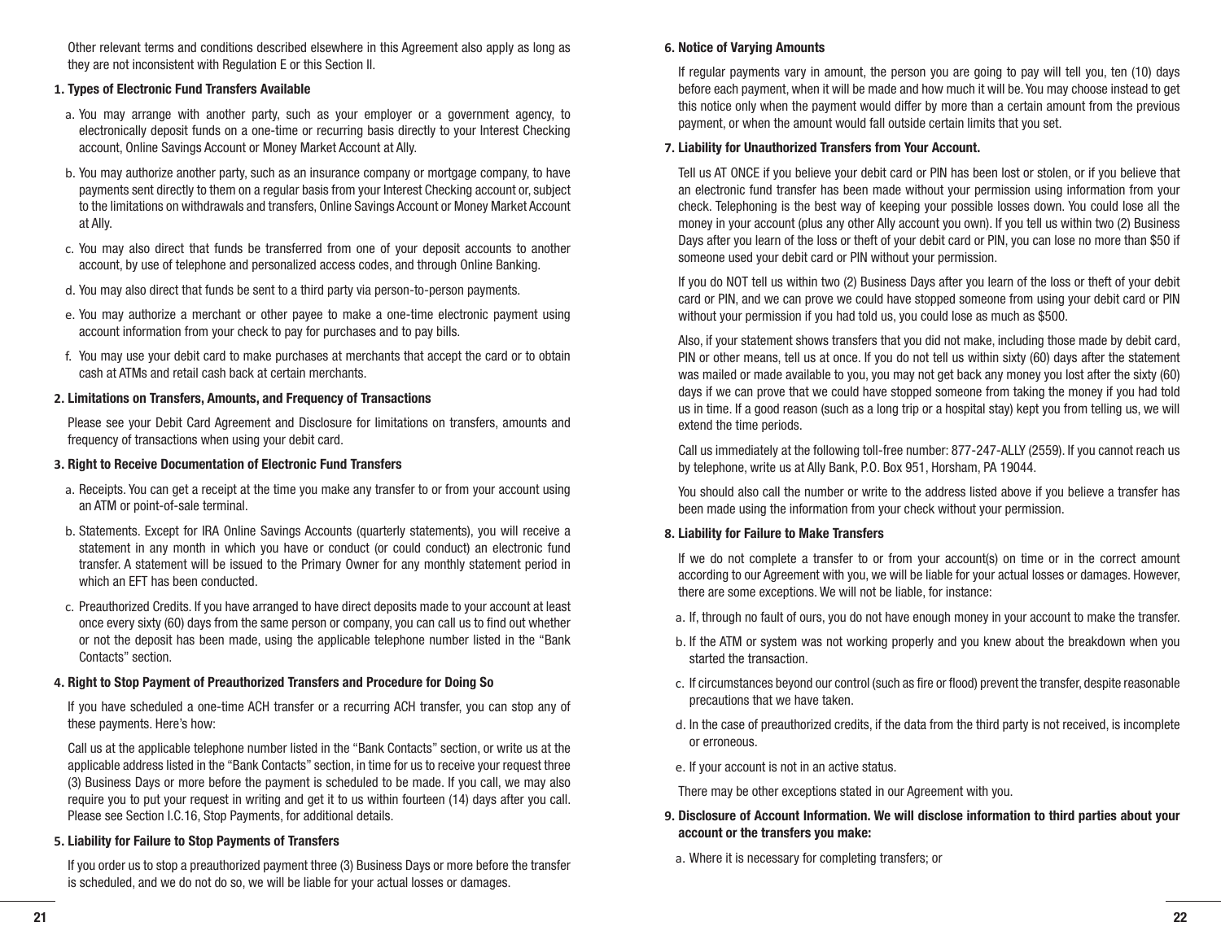Other relevant terms and conditions described elsewhere in this Agreement also apply as long as they are not inconsistent with Regulation E or this Section II.

**1. Types of Electronic Fund Transfers Available**

a. You may arrange with another party, such as your employer or a government agency, to electronically deposit funds on a one-time or recurring basis directly to your Interest Checking account, Online Savings Account or Money Market Account at Ally.

b. You may authorize another party, such as an insurance company or mortgage company, to have payments sent directly to them on a regular basis from your Interest Checking account or, subject to the limitations on withdrawals and transfers, Online Savings Account or Money Market Account at Ally.

c. You may also direct that funds be transferred from one of your deposit accounts to another account, by use of telephone and personalized access codes, and through Online Banking.

d. You may also direct that funds be sent to a third party via person-to-person payments.

e. You may authorize a merchant or other payee to make a one-time electronic payment using account information from your check to pay for purchases and to pay bills.

f. You may use your debit card to make purchases at merchants that accept the card or to obtain cash at ATMs and retail cash back at certain merchants.

**2. Limitations on Transfers, Amounts, and Frequency of Transactions**

Please see your Debit Card Agreement and Disclosure for limitations on transfers, amounts and frequency of transactions when using your debit card.

**3. Right to Receive Documentation of Electronic Fund Transfers**

a. Receipts. You can get a receipt at the time you make any transfer to or from your account using an ATM or point-of-sale terminal.

b. Statements. Except for IRA Online Savings Accounts (quarterly statements), you will receive a statement in any month in which you have or conduct (or could conduct) an electronic fund transfer. A statement will be issued to the Primary Owner for any monthly statement period in which an EFT has been conducted.

c. Preauthorized Credits. If you have arranged to have direct deposits made to your account at least once every sixty (60) days from the same person or company, you can call us to find out whether or not the deposit has been made, using the applicable telephone number listed in the "Bank Contacts" section.

**4. Right to Stop Payment of Preauthorized Transfers and Procedure for Doing So**

If you have scheduled a one-time ACH transfer or a recurring ACH transfer, you can stop any of these payments. Here's how:

Call us at the applicable telephone number listed in the "Bank Contacts" section, or write us at the applicable address listed in the "Bank Contacts" section, in time for us to receive your request three (3) Business Days or more before the payment is scheduled to be made. If you call, we may also require you to put your request in writing and get it to us within fourteen (14) days after you call. Please see Section I.C.16, Stop Payments, for additional details.

**5. Liability for Failure to Stop Payments of Transfers**

If you order us to stop a preauthorized payment three (3) Business Days or more before the transfer is scheduled, and we do not do so, we will be liable for your actual losses or damages.

**6. Notice of Varying Amounts**

If regular payments vary in amount, the person you are going to pay will tell you, ten (10) days before each payment, when it will be made and how much it will be. You may choose instead to get this notice only when the payment would differ by more than a certain amount from the previous payment, or when the amount would fall outside certain limits that you set.

**7. Liability for Unauthorized Transfers from Your Account.**

Tell us AT ONCE if you believe your debit card or PIN has been lost or stolen, or if you believe that an electronic fund transfer has been made without your permission using information from your check. Telephoning is the best way of keeping your possible losses down. You could lose all the money in your account (plus any other Ally account you own). If you tell us within two (2) Business Days after you learn of the loss or theft of your debit card or PIN, you can lose no more than $50 if someone used your debit card or PIN without your permission.

If you do NOT tell us within two (2) Business Days after you learn of the loss or theft of your debit card or PIN, and we can prove we could have stopped someone from using your debit card or PIN without your permission if you had told us, you could lose as much as $500.

Also, if your statement shows transfers that you did not make, including those made by debit card, PIN or other means, tell us at once. If you do not tell us within sixty (60) days after the statement was mailed or made available to you, you may not get back any money you lost after the sixty (60) days if we can prove that we could have stopped someone from taking the money if you had told us in time. If a good reason (such as a long trip or a hospital stay) kept you from telling us, we will extend the time periods.

Call us immediately at the following toll-free number: 877-247-ALLY (2559). If you cannot reach us by telephone, write us at Ally Bank, P.O. Box 951, Horsham, PA 19044.

You should also call the number or write to the address listed above if you believe a transfer has been made using the information from your check without your permission.

**8. Liability for Failure to Make Transfers**

If we do not complete a transfer to or from your account(s) on time or in the correct amount according to our Agreement with you, we will be liable for your actual losses or damages. However, there are some exceptions. We will not be liable, for instance:

a. If, through no fault of ours, you do not have enough money in your account to make the transfer.

b. If the ATM or system was not working properly and you knew about the breakdown when you started the transaction.

c. If circumstances beyond our control (such as fire or flood) prevent the transfer, despite reasonable precautions that we have taken.

d. In the case of preauthorized credits, if the data from the third party is not received, is incomplete or erroneous.

e. If your account is not in an active status.

There may be other exceptions stated in our Agreement with you.

**9. Disclosure of Account Information. We will disclose information to third parties about your account or the transfers you make:**

a. Where it is necessary for completing transfers; or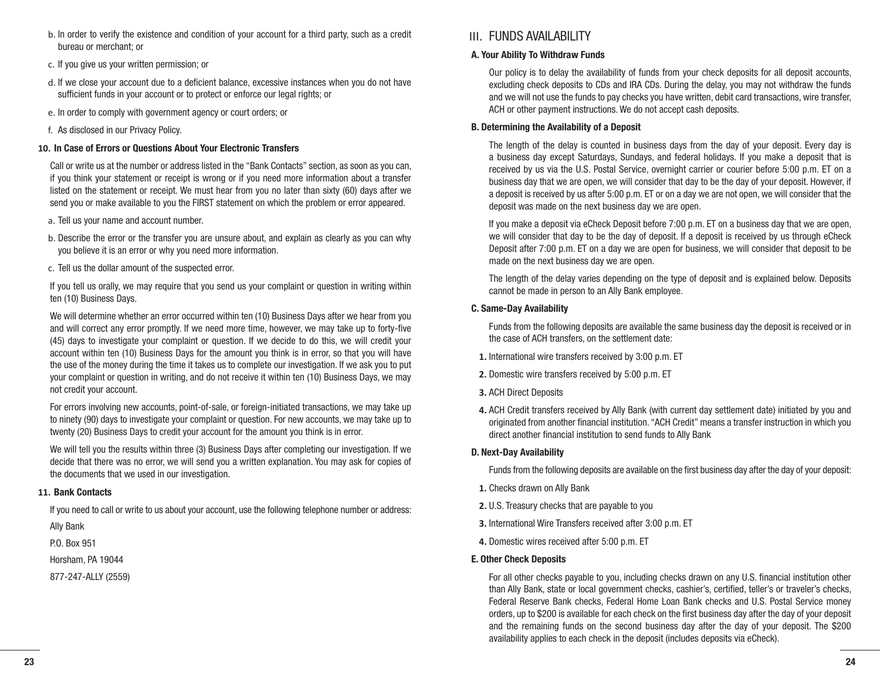b. In order to verify the existence and condition of your account for a third party, such as a credit bureau or merchant; or

c. If you give us your written permission; or

d. If we close your account due to a deficient balance, excessive instances when you do not have sufficient funds in your account or to protect or enforce our legal rights; or

e. In order to comply with government agency or court orders; or

f. As disclosed in our Privacy Policy.

**10. In Case of Errors or Questions About Your Electronic Transfers**

Call or write us at the number or address listed in the "Bank Contacts" section, as soon as you can, if you think your statement or receipt is wrong or if you need more information about a transfer listed on the statement or receipt. We must hear from you no later than sixty (60) days after we send you or make available to you the FIRST statement on which the problem or error appeared.

a. Tell us your name and account number.

b. Describe the error or the transfer you are unsure about, and explain as clearly as you can why you believe it is an error or why you need more information.

c. Tell us the dollar amount of the suspected error.

If you tell us orally, we may require that you send us your complaint or question in writing within ten (10) Business Days.

We will determine whether an error occurred within ten (10) Business Days after we hear from you and will correct any error promptly. If we need more time, however, we may take up to forty-five (45) days to investigate your complaint or question. If we decide to do this, we will credit your account within ten (10) Business Days for the amount you think is in error, so that you will have the use of the money during the time it takes us to complete our investigation. If we ask you to put your complaint or question in writing, and do not receive it within ten (10) Business Days, we may not credit your account.

For errors involving new accounts, point-of-sale, or foreign-initiated transactions, we may take up to ninety (90) days to investigate your complaint or question. For new accounts, we may take up to twenty (20) Business Days to credit your account for the amount you think is in error.

We will tell you the results within three (3) Business Days after completing our investigation. If we decide that there was no error, we will send you a written explanation. You may ask for copies of the documents that we used in our investigation.

**11. Bank Contacts**

If you need to call or write to us about your account, use the following telephone number or address:

Ally Bank

P.O. Box 951

Horsham, PA 19044

877-247-ALLY (2559)

## III. FUNDS AVAILABILITY

**A. Your Ability To Withdraw Funds**

Our policy is to delay the availability of funds from your check deposits for all deposit accounts, excluding check deposits to CDs and IRA CDs. During the delay, you may not withdraw the funds and we will not use the funds to pay checks you have written, debit card transactions, wire transfer, ACH or other payment instructions. We do not accept cash deposits.

**B. Determining the Availability of a Deposit**

The length of the delay is counted in business days from the day of your deposit. Every day is a business day except Saturdays, Sundays, and federal holidays. If you make a deposit that is received by us via the U.S. Postal Service, overnight carrier or courier before 5:00 p.m. ET on a business day that we are open, we will consider that day to be the day of your deposit. However, if a deposit is received by us after 5:00 p.m. ET or on a day we are not open, we will consider that the deposit was made on the next business day we are open.

If you make a deposit via eCheck Deposit before 7:00 p.m. ET on a business day that we are open, we will consider that day to be the day of deposit. If a deposit is received by us through eCheck Deposit after 7:00 p.m. ET on a day we are open for business, we will consider that deposit to be made on the next business day we are open.

The length of the delay varies depending on the type of deposit and is explained below. Deposits cannot be made in person to an Ally Bank employee.

**C. Same-Day Availability**

Funds from the following deposits are available the same business day the deposit is received or in the case of ACH transfers, on the settlement date:

1. International wire transfers received by 3:00 p.m. ET
2. Domestic wire transfers received by 5:00 p.m. ET
3. ACH Direct Deposits
4. ACH Credit transfers received by Ally Bank (with current day settlement date) initiated by you and originated from another financial institution. "ACH Credit" means a transfer instruction in which you direct another financial institution to send funds to Ally Bank

**D. Next-Day Availability**

Funds from the following deposits are available on the first business day after the day of your deposit:

1. Checks drawn on Ally Bank
2. U.S. Treasury checks that are payable to you
3. International Wire Transfers received after 3:00 p.m. ET
4. Domestic wires received after 5:00 p.m. ET

**E. Other Check Deposits**

For all other checks payable to you, including checks drawn on any U.S. financial institution other than Ally Bank, state or local government checks, cashier's, certified, teller's or traveler's checks, Federal Reserve Bank checks, Federal Home Loan Bank checks and U.S. Postal Service money orders, up to $200 is available for each check on the first business day after the day of your deposit and the remaining funds on the second business day after the day of your deposit. The $200 availability applies to each check in the deposit (includes deposits via eCheck).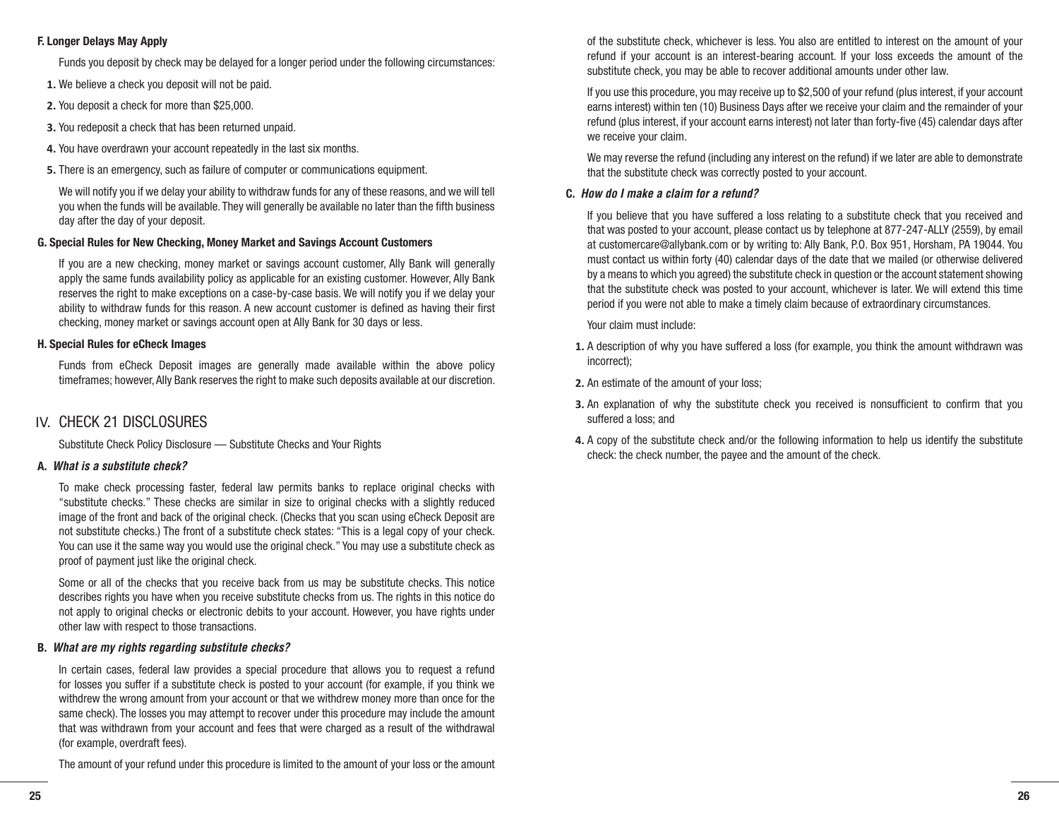### F. Longer Delays May Apply

Funds you deposit by check may be delayed for a longer period under the following circumstances:

1. We believe a check you deposit will not be paid.
2. You deposit a check for more than $25,000.
3. You redeposit a check that has been returned unpaid.
4. You have overdrawn your account repeatedly in the last six months.
5. There is an emergency, such as failure of computer or communications equipment.

We will notify you if we delay your ability to withdraw funds for any of these reasons, and we will tell you when the funds will be available. They will generally be available no later than the fifth business day after the day of your deposit.

### G. Special Rules for New Checking, Money Market and Savings Account Customers

If you are a new checking, money market or savings account customer, Ally Bank will generally apply the same funds availability policy as applicable for an existing customer. However, Ally Bank reserves the right to make exceptions on a case-by-case basis. We will notify you if we delay your ability to withdraw funds for this reason. A new account customer is defined as having their first checking, money market or savings account open at Ally Bank for 30 days or less.

### H. Special Rules for eCheck Images

Funds from eCheck Deposit images are generally made available within the above policy timeframes; however, Ally Bank reserves the right to make such deposits available at our discretion.

## IV. CHECK 21 DISCLOSURES

Substitute Check Policy Disclosure — Substitute Checks and Your Rights

### A. *What is a substitute check?*

To make check processing faster, federal law permits banks to replace original checks with "substitute checks." These checks are similar in size to original checks with a slightly reduced image of the front and back of the original check. (Checks that you scan using eCheck Deposit are not substitute checks.) The front of a substitute check states: "This is a legal copy of your check. You can use it the same way you would use the original check." You may use a substitute check as proof of payment just like the original check.

Some or all of the checks that you receive back from us may be substitute checks. This notice describes rights you have when you receive substitute checks from us. The rights in this notice do not apply to original checks or electronic debits to your account. However, you have rights under other law with respect to those transactions.

### B. *What are my rights regarding substitute checks?*

In certain cases, federal law provides a special procedure that allows you to request a refund for losses you suffer if a substitute check is posted to your account (for example, if you think we withdrew the wrong amount from your account or that we withdrew money more than once for the same check). The losses you may attempt to recover under this procedure may include the amount that was withdrawn from your account and fees that were charged as a result of the withdrawal (for example, overdraft fees).

The amount of your refund under this procedure is limited to the amount of your loss or the amount of the substitute check, whichever is less. You also are entitled to interest on the amount of your refund if your account is an interest-bearing account. If your loss exceeds the amount of the substitute check, you may be able to recover additional amounts under other law.

If you use this procedure, you may receive up to $2,500 of your refund (plus interest, if your account earns interest) within ten (10) Business Days after we receive your claim and the remainder of your refund (plus interest, if your account earns interest) not later than forty-five (45) calendar days after we receive your claim.

We may reverse the refund (including any interest on the refund) if we later are able to demonstrate that the substitute check was correctly posted to your account.

### C. *How do I make a claim for a refund?*

If you believe that you have suffered a loss relating to a substitute check that you received and that was posted to your account, please contact us by telephone at 877-247-ALLY (2559), by email at customercare@allybank.com or by writing to: Ally Bank, P.O. Box 951, Horsham, PA 19044. You must contact us within forty (40) calendar days of the date that we mailed (or otherwise delivered by a means to which you agreed) the substitute check in question or the account statement showing that the substitute check was posted to your account, whichever is later. We will extend this time period if you were not able to make a timely claim because of extraordinary circumstances.

Your claim must include:

1. A description of why you have suffered a loss (for example, you think the amount withdrawn was incorrect);
2. An estimate of the amount of your loss;
3. An explanation of why the substitute check you received is nonsufficient to confirm that you suffered a loss; and
4. A copy of the substitute check and/or the following information to help us identify the substitute check: the check number, the payee and the amount of the check.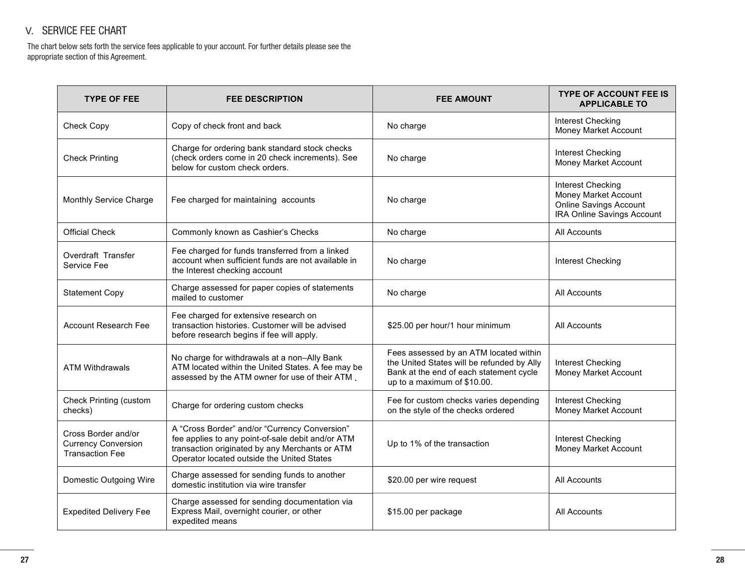## V. SERVICE FEE CHART

The chart below sets forth the service fees applicable to your account. For further details please see the appropriate section of this Agreement.

| TYPE OF FEE | FEE DESCRIPTION | FEE AMOUNT | TYPE OF ACCOUNT FEE IS APPLICABLE TO |
|---|---|---|---|
| Check Copy | Copy of check front and back | No charge | Interest Checking<br>Money Market Account |
| Check Printing | Charge for ordering bank standard stock checks (check orders come in 20 check increments). See below for custom check orders. | No charge | Interest Checking<br>Money Market Account |
| Monthly Service Charge | Fee charged for maintaining accounts | No charge | Interest Checking<br>Money Market Account<br>Online Savings Account<br>IRA Online Savings Account |
| Official Check | Commonly known as Cashier's Checks | No charge | All Accounts |
| Overdraft Transfer Service Fee | Fee charged for funds transferred from a linked account when sufficient funds are not available in the Interest checking account | No charge | Interest Checking |
| Statement Copy | Charge assessed for paper copies of statements mailed to customer | No charge | All Accounts |
| Account Research Fee | Fee charged for extensive research on transaction histories. Customer will be advised before research begins if fee will apply. | $25.00 per hour/1 hour minimum | All Accounts |
| ATM Withdrawals | No charge for withdrawals at a non–Ally Bank ATM located within the United States. A fee may be assessed by the ATM owner for use of their ATM. | Fees assessed by an ATM located within the United States will be refunded by Ally Bank at the end of each statement cycle up to a maximum of $10.00. | Interest Checking<br>Money Market Account |
| Check Printing (custom checks) | Charge for ordering custom checks | Fee for custom checks varies depending on the style of the checks ordered | Interest Checking<br>Money Market Account |
| Cross Border and/or Currency Conversion Transaction Fee | A "Cross Border" and/or "Currency Conversion" fee applies to any point-of-sale debit and/or ATM transaction originated by Merchants or ATM Operator located outside the United States | Up to 1% of the transaction | Interest Checking<br>Money Market Account |
| Domestic Outgoing Wire | Charge assessed for sending funds to another domestic institution via wire transfer | $20.00 per wire request | All Accounts |
| Expedited Delivery Fee | Charge assessed for sending documentation via Express Mail, overnight courier, or other expedited means | $15.00 per package | All Accounts |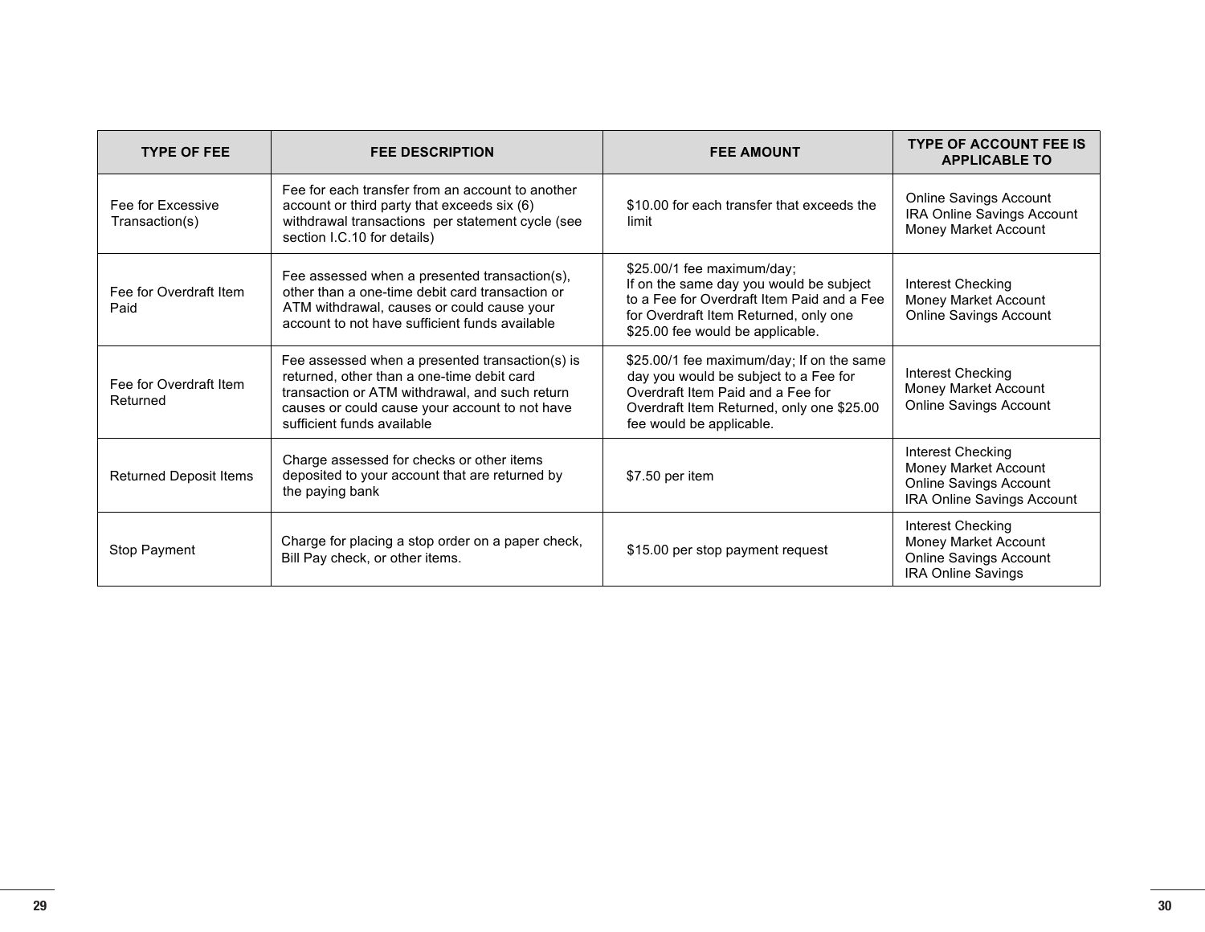| TYPE OF FEE | FEE DESCRIPTION | FEE AMOUNT | TYPE OF ACCOUNT FEE IS APPLICABLE TO |
| --- | --- | --- | --- |
| Fee for Excessive Transaction(s) | Fee for each transfer from an account to another account or third party that exceeds six (6) withdrawal transactions per statement cycle (see section I.C.10 for details) | $10.00 for each transfer that exceeds the limit | Online Savings Account<br>IRA Online Savings Account<br>Money Market Account |
| Fee for Overdraft Item Paid | Fee assessed when a presented transaction(s), other than a one-time debit card transaction or ATM withdrawal, causes or could cause your account to not have sufficient funds available | $25.00/1 fee maximum/day;<br>If on the same day you would be subject to a Fee for Overdraft Item Paid and a Fee for Overdraft Item Returned, only one $25.00 fee would be applicable. | Interest Checking<br>Money Market Account<br>Online Savings Account |
| Fee for Overdraft Item Returned | Fee assessed when a presented transaction(s) is returned, other than a one-time debit card transaction or ATM withdrawal, and such return causes or could cause your account to not have sufficient funds available | $25.00/1 fee maximum/day; If on the same day you would be subject to a Fee for Overdraft Item Paid and a Fee for Overdraft Item Returned, only one $25.00 fee would be applicable. | Interest Checking<br>Money Market Account<br>Online Savings Account |
| Returned Deposit Items | Charge assessed for checks or other items deposited to your account that are returned by the paying bank | $7.50 per item | Interest Checking<br>Money Market Account<br>Online Savings Account<br>IRA Online Savings Account |
| Stop Payment | Charge for placing a stop order on a paper check, Bill Pay check, or other items. | $15.00 per stop payment request | Interest Checking<br>Money Market Account<br>Online Savings Account<br>IRA Online Savings |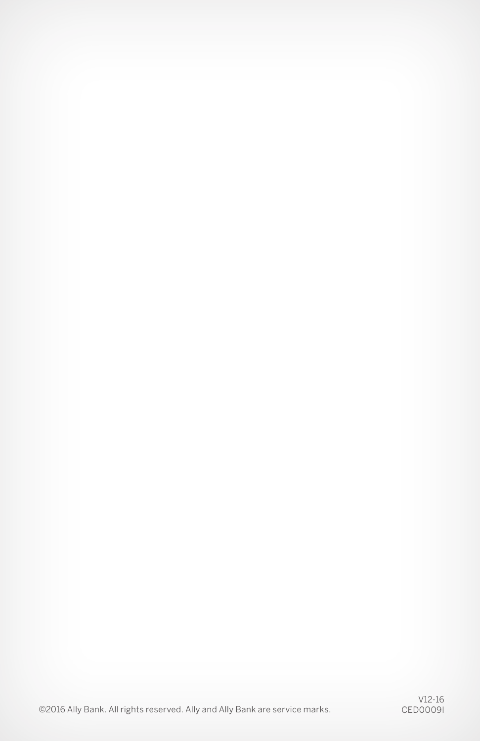©2016 Ally Bank. All rights reserved. Ally and Ally Bank are service marks.

V12-16
CED0009I